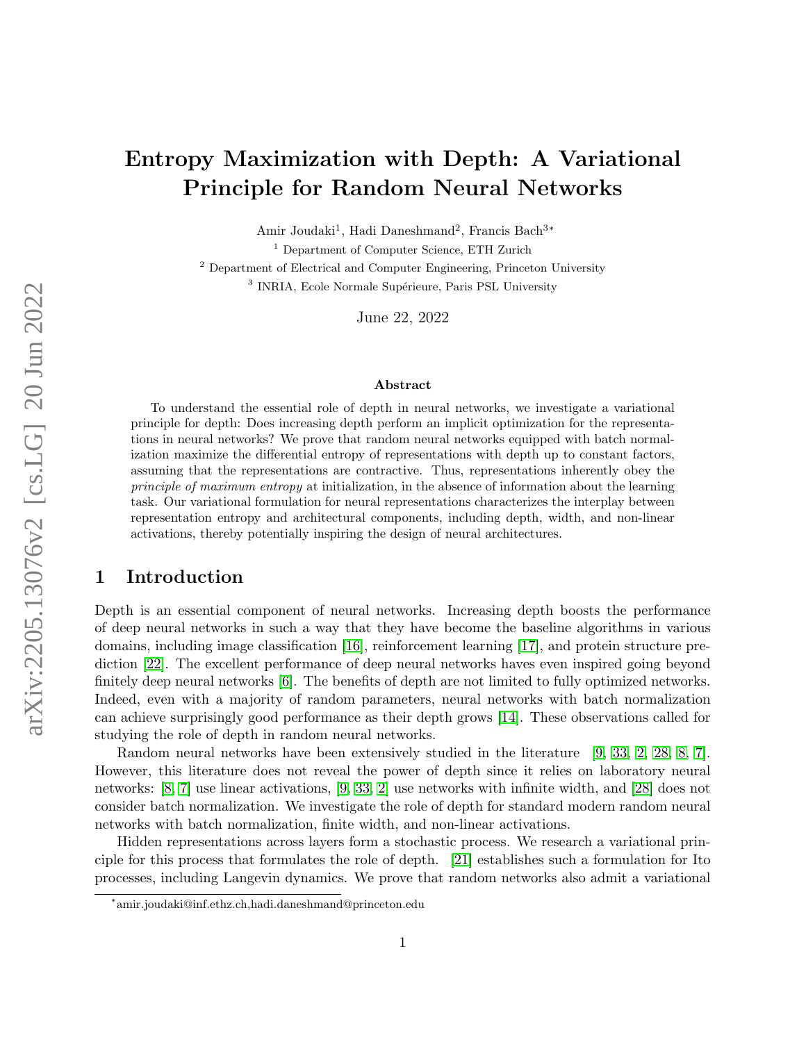# Entropy Maximization with Depth: A Variational Principle for Random Neural Networks

Amir Joudaki[1], Hadi Daneshmand[2], Francis Bach[3*]

[1] Department of Computer Science, ETH Zurich

[2] Department of Electrical and Computer Engineering, Princeton University

[3] INRIA, Ecole Normale Supérieure, Paris PSL University

June 22, 2022

### Abstract

To understand the essential role of depth in neural networks, we investigate a variational principle for depth: Does increasing depth perform an implicit optimization for the representations in neural networks? We prove that random neural networks equipped with batch normalization maximize the differential entropy of representations with depth up to constant factors, assuming that the representations are contractive. Thus, representations inherently obey the *principle of maximum entropy* at initialization, in the absence of information about the learning task. Our variational formulation for neural representations characterizes the interplay between representation entropy and architectural components, including depth, width, and non-linear activations, thereby potentially inspiring the design of neural architectures.

## 1 Introduction

Depth is an essential component of neural networks. Increasing depth boosts the performance of deep neural networks in such a way that they have become the baseline algorithms in various domains, including image classification [16], reinforcement learning [17], and protein structure prediction [22]. The excellent performance of deep neural networks haves even inspired going beyond finitely deep neural networks [6]. The benefits of depth are not limited to fully optimized networks. Indeed, even with a majority of random parameters, neural networks with batch normalization can achieve surprisingly good performance as their depth grows [14]. These observations called for studying the role of depth in random neural networks.

Random neural networks have been extensively studied in the literature [9, 33, 2, 28, 8, 7]. However, this literature does not reveal the power of depth since it relies on laboratory neural networks: [8, 7] use linear activations, [9, 33, 2] use networks with infinite width, and [28] does not consider batch normalization. We investigate the role of depth for standard modern random neural networks with batch normalization, finite width, and non-linear activations.

Hidden representations across layers form a stochastic process. We research a variational principle for this process that formulates the role of depth. [21] establishes such a formulation for Ito processes, including Langevin dynamics. We prove that random networks also admit a variational

*amir.joudaki@inf.ethz.ch,hadi.daneshmand@princeton.edu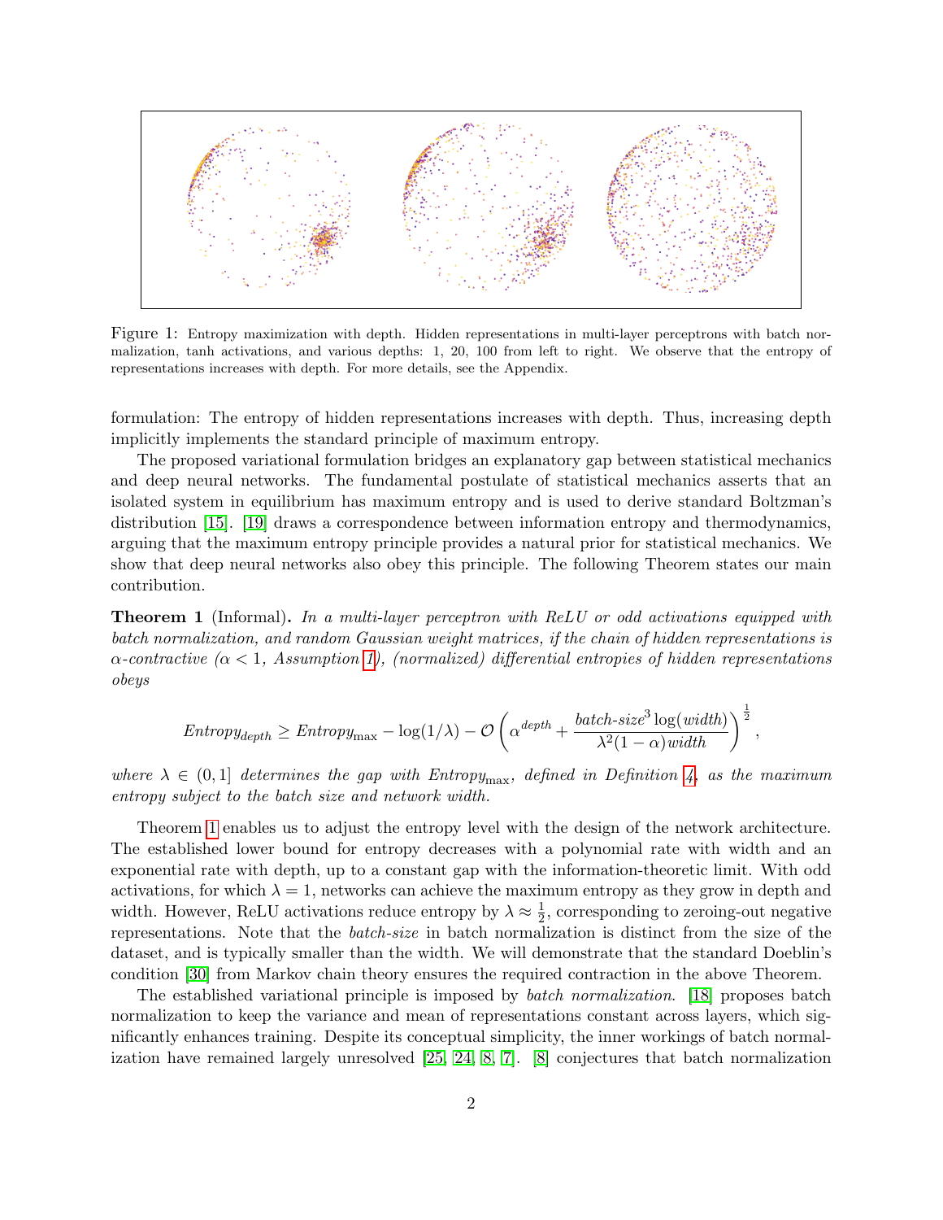Figure 1: Entropy maximization with depth. Hidden representations in multi-layer perceptrons with batch normalization, tanh activations, and various depths: 1, 20, 100 from left to right. We observe that the entropy of representations increases with depth. For more details, see the Appendix.

formulation: The entropy of hidden representations increases with depth. Thus, increasing depth implicitly implements the standard principle of maximum entropy.

The proposed variational formulation bridges an explanatory gap between statistical mechanics and deep neural networks. The fundamental postulate of statistical mechanics asserts that an isolated system in equilibrium has maximum entropy and is used to derive standard Boltzman's distribution [15]. [19] draws a correspondence between information entropy and thermodynamics, arguing that the maximum entropy principle provides a natural prior for statistical mechanics. We show that deep neural networks also obey this principle. The following Theorem states our main contribution.

**Theorem 1** (Informal)**.** *In a multi-layer perceptron with ReLU or odd activations equipped with batch normalization, and random Gaussian weight matrices, if the chain of hidden representations is $\alpha$-contractive ($\alpha < 1$, Assumption 1), (normalized) differential entropies of hidden representations obeys*

$$\textit{Entropy}_{\textit{depth}} \geq \textit{Entropy}_{\max} - \log(1/\lambda) - \mathcal{O}\left(\alpha^{\textit{depth}} + \frac{\textit{batch-size}^3 \log(\textit{width})}{\lambda^2(1-\alpha)\textit{width}}\right)^{\frac{1}{2}},$$

*where $\lambda \in (0, 1]$ determines the gap with $\textit{Entropy}_{\max}$, defined in Definition 4, as the maximum entropy subject to the batch size and network width.*

Theorem 1 enables us to adjust the entropy level with the design of the network architecture. The established lower bound for entropy decreases with a polynomial rate with width and an exponential rate with depth, up to a constant gap with the information-theoretic limit. With odd activations, for which $\lambda = 1$, networks can achieve the maximum entropy as they grow in depth and width. However, ReLU activations reduce entropy by $\lambda \approx \frac{1}{2}$, corresponding to zeroing-out negative representations. Note that the *batch-size* in batch normalization is distinct from the size of the dataset, and is typically smaller than the width. We will demonstrate that the standard Doeblin's condition [30] from Markov chain theory ensures the required contraction in the above Theorem.

The established variational principle is imposed by *batch normalization*. [18] proposes batch normalization to keep the variance and mean of representations constant across layers, which significantly enhances training. Despite its conceptual simplicity, the inner workings of batch normalization have remained largely unresolved [25, 24, 8, 7]. [8] conjectures that batch normalization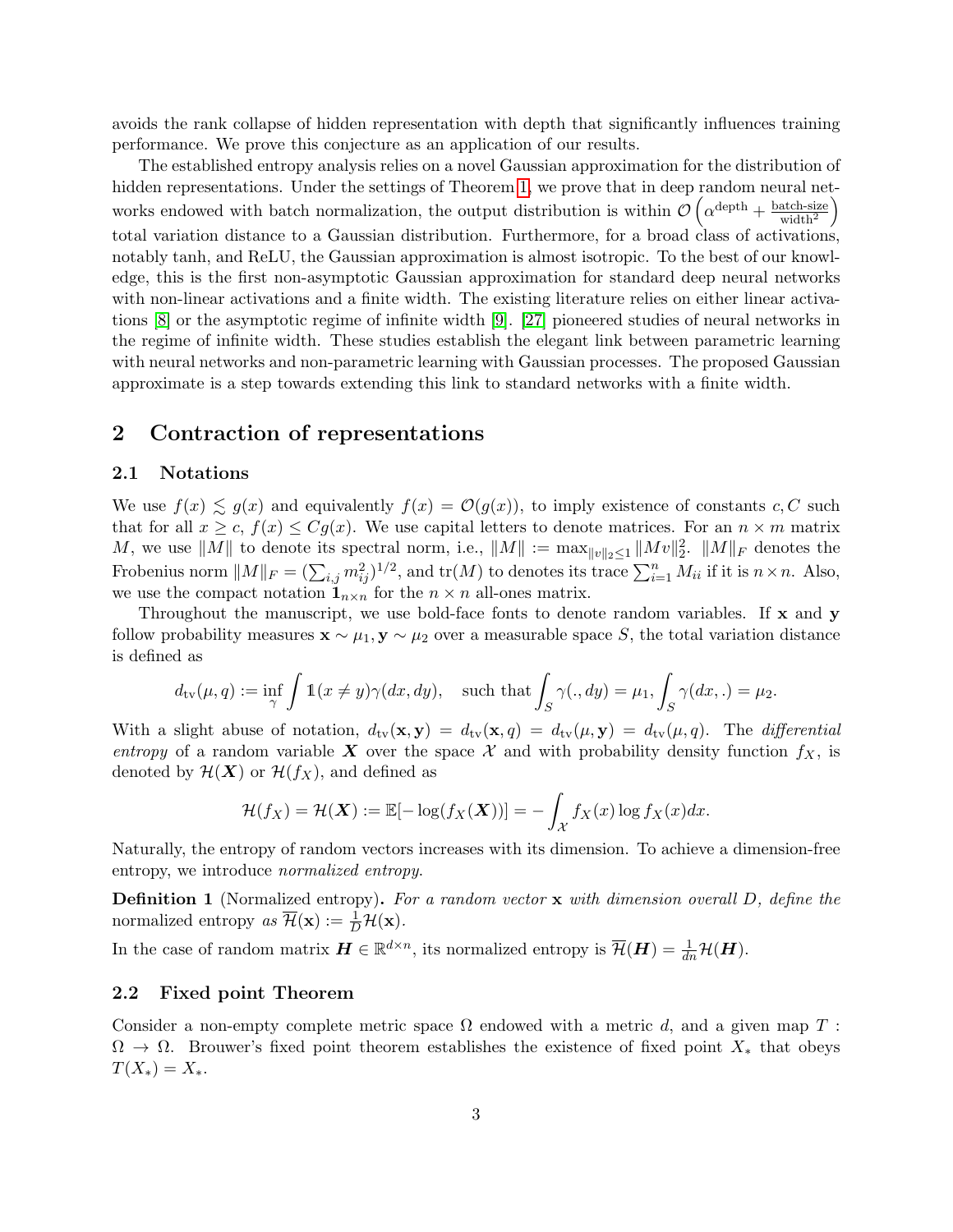avoids the rank collapse of hidden representation with depth that significantly influences training performance. We prove this conjecture as an application of our results.

The established entropy analysis relies on a novel Gaussian approximation for the distribution of hidden representations. Under the settings of Theorem 1, we prove that in deep random neural networks endowed with batch normalization, the output distribution is within $\mathcal{O}\left(\alpha^{\text{depth}} + \frac{\text{batch-size}}{\text{width}^2}\right)$ total variation distance to a Gaussian distribution. Furthermore, for a broad class of activations, notably tanh, and ReLU, the Gaussian approximation is almost isotropic. To the best of our knowledge, this is the first non-asymptotic Gaussian approximation for standard deep neural networks with non-linear activations and a finite width. The existing literature relies on either linear activations [8] or the asymptotic regime of infinite width [9]. [27] pioneered studies of neural networks in the regime of infinite width. These studies establish the elegant link between parametric learning with neural networks and non-parametric learning with Gaussian processes. The proposed Gaussian approximate is a step towards extending this link to standard networks with a finite width.

## 2 Contraction of representations

### 2.1 Notations

We use $f(x) \lesssim g(x)$ and equivalently $f(x) = \mathcal{O}(g(x))$, to imply existence of constants $c, C$ such that for all $x \geq c$, $f(x) \leq Cg(x)$. We use capital letters to denote matrices. For an $n \times m$ matrix $M$, we use $\|M\|$ to denote its spectral norm, i.e., $\|M\| := \max_{\|v\|_2 \leq 1} \|Mv\|_2^2$. $\|M\|_F$ denotes the Frobenius norm $\|M\|_F = (\sum_{i,j} m_{ij}^2)^{1/2}$, and $\text{tr}(M)$ to denotes its trace $\sum_{i=1}^n M_{ii}$ if it is $n \times n$. Also, we use the compact notation $\mathbf{1}_{n \times n}$ for the $n \times n$ all-ones matrix.

Throughout the manuscript, we use bold-face fonts to denote random variables. If $\mathbf{x}$ and $\mathbf{y}$ follow probability measures $\mathbf{x} \sim \mu_1, \mathbf{y} \sim \mu_2$ over a measurable space $S$, the total variation distance is defined as

$$d_{\text{tv}}(\mu, q) := \inf_{\gamma} \int \mathbb{1}(x \neq y) \gamma(dx, dy), \quad \text{such that} \int_S \gamma(., dy) = \mu_1, \int_S \gamma(dx, .) = \mu_2.$$

With a slight abuse of notation, $d_{\text{tv}}(\mathbf{x}, \mathbf{y}) = d_{\text{tv}}(\mathbf{x}, q) = d_{\text{tv}}(\mu, \mathbf{y}) = d_{\text{tv}}(\mu, q)$. The *differential entropy* of a random variable $\boldsymbol{X}$ over the space $\mathcal{X}$ and with probability density function $f_X$, is denoted by $\mathcal{H}(\boldsymbol{X})$ or $\mathcal{H}(f_X)$, and defined as

$$\mathcal{H}(f_X) = \mathcal{H}(\boldsymbol{X}) := \mathbb{E}[-\log(f_X(\boldsymbol{X}))] = -\int_{\mathcal{X}} f_X(x) \log f_X(x) dx.$$

Naturally, the entropy of random vectors increases with its dimension. To achieve a dimension-free entropy, we introduce *normalized entropy*.

**Definition 1** (Normalized entropy)**.** *For a random vector* $\mathbf{x}$ *with dimension overall* $D$*, define the* normalized entropy *as* $\overline{\mathcal{H}}(\mathbf{x}) := \frac{1}{D}\mathcal{H}(\mathbf{x})$.

In the case of random matrix $\boldsymbol{H} \in \mathbb{R}^{d \times n}$, its normalized entropy is $\overline{\mathcal{H}}(\boldsymbol{H}) = \frac{1}{dn}\mathcal{H}(\boldsymbol{H})$.

### 2.2 Fixed point Theorem

Consider a non-empty complete metric space $\Omega$ endowed with a metric $d$, and a given map $T : \Omega \to \Omega$. Brouwer's fixed point theorem establishes the existence of fixed point $X_*$ that obeys $T(X_*) = X_*$.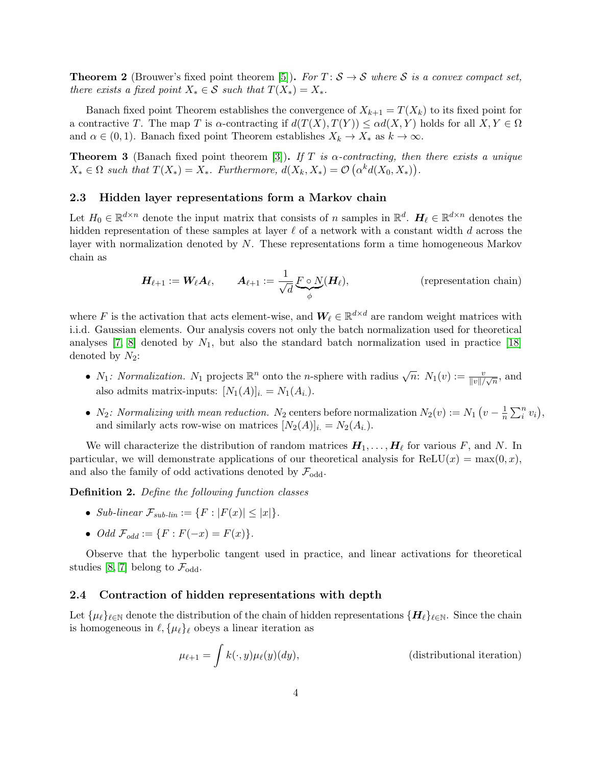**Theorem 2** (Brouwer's fixed point theorem [5]). *For $T\colon \mathcal{S} \to \mathcal{S}$ where $\mathcal{S}$ is a convex compact set, there exists a fixed point $X_* \in \mathcal{S}$ such that $T(X_*) = X_*$.*

Banach fixed point Theorem establishes the convergence of $X_{k+1} = T(X_k)$ to its fixed point for a contractive $T$. The map $T$ is $\alpha$-contracting if $d(T(X), T(Y)) \leq \alpha d(X, Y)$ holds for all $X, Y \in \Omega$ and $\alpha \in (0, 1)$. Banach fixed point Theorem establishes $X_k \to X_*$ as $k \to \infty$.

**Theorem 3** (Banach fixed point theorem [3]). *If $T$ is $\alpha$-contracting, then there exists a unique $X_* \in \Omega$ such that $T(X_*) = X_*$. Furthermore, $d(X_k, X_*) = \mathcal{O}\left(\alpha^k d(X_0, X_*)\right)$.*

### 2.3 Hidden layer representations form a Markov chain

Let $H_0 \in \mathbb{R}^{d\times n}$ denote the input matrix that consists of $n$ samples in $\mathbb{R}^d$. $\boldsymbol{H}_\ell \in \mathbb{R}^{d\times n}$ denotes the hidden representation of these samples at layer $\ell$ of a network with a constant width $d$ across the layer with normalization denoted by $N$. These representations form a time homogeneous Markov chain as

$$\boldsymbol{H}_{\ell+1} := \boldsymbol{W}_\ell \boldsymbol{A}_\ell, \qquad \boldsymbol{A}_{\ell+1} := \frac{1}{\sqrt{d}} \underbrace{F \circ N}_{\phi}(\boldsymbol{H}_\ell), \qquad \text{(representation chain)}$$

where $F$ is the activation that acts element-wise, and $\boldsymbol{W}_\ell \in \mathbb{R}^{d\times d}$ are random weight matrices with i.i.d. Gaussian elements. Our analysis covers not only the batch normalization used for theoretical analyses [7, 8] denoted by $N_1$, but also the standard batch normalization used in practice [18] denoted by $N_2$:

- $N_1$*: Normalization.* $N_1$ projects $\mathbb{R}^n$ onto the $n$-sphere with radius $\sqrt{n}$: $N_1(v) := \frac{v}{\|v\|/\sqrt{n}}$, and also admits matrix-inputs: $[N_1(A)]_{i.} = N_1(A_{i.})$.
- $N_2$*: Normalizing with mean reduction.* $N_2$ centers before normalization $N_2(v) := N_1\left(v - \frac{1}{n}\sum_i^n v_i\right)$, and similarly acts row-wise on matrices $[N_2(A)]_{i.} = N_2(A_{i.})$.

We will characterize the distribution of random matrices $\boldsymbol{H}_1, \ldots, \boldsymbol{H}_\ell$ for various $F$, and $N$. In particular, we will demonstrate applications of our theoretical analysis for $\text{ReLU}(x) = \max(0, x)$, and also the family of odd activations denoted by $\mathcal{F}_{\text{odd}}$.

**Definition 2.** *Define the following function classes*

- *Sub-linear* $\mathcal{F}_{\textit{sub-lin}} := \{F : |F(x)| \leq |x|\}$.
- *Odd* $\mathcal{F}_{\textit{odd}} := \{F : F(-x) = F(x)\}$.

Observe that the hyperbolic tangent used in practice, and linear activations for theoretical studies [8, 7] belong to $\mathcal{F}_{\text{odd}}$.

### 2.4 Contraction of hidden representations with depth

Let $\{\mu_\ell\}_{\ell\in\mathbb{N}}$ denote the distribution of the chain of hidden representations $\{\boldsymbol{H}_\ell\}_{\ell\in\mathbb{N}}$. Since the chain is homogeneous in $\ell$, $\{\mu_\ell\}_\ell$ obeys a linear iteration as

$$\mu_{\ell+1} = \int k(\cdot, y)\mu_\ell(y)(dy), \qquad \text{(distributional iteration)}$$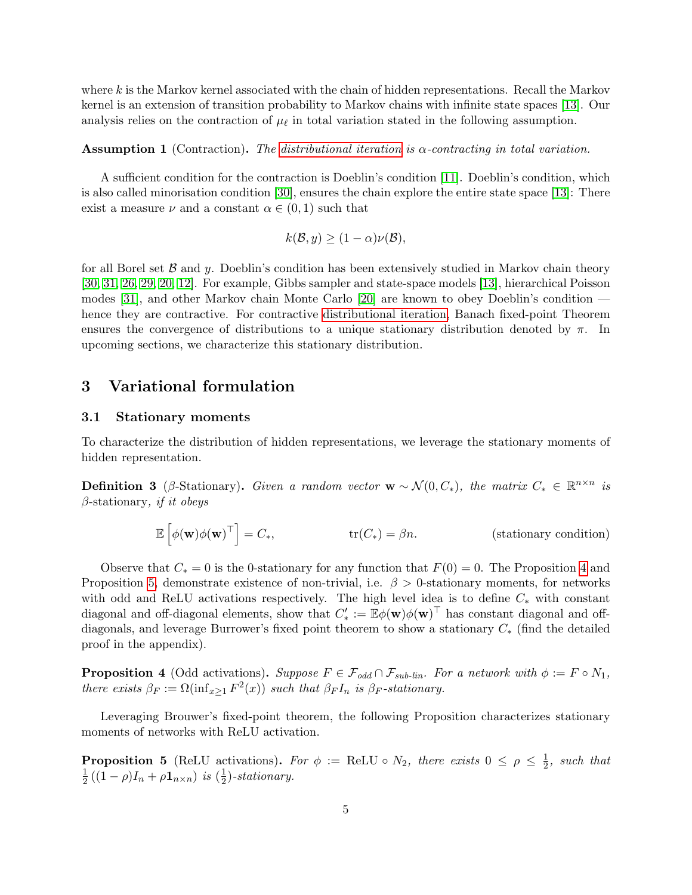where $k$ is the Markov kernel associated with the chain of hidden representations. Recall the Markov kernel is an extension of transition probability to Markov chains with infinite state spaces [13]. Our analysis relies on the contraction of $\mu_\ell$ in total variation stated in the following assumption.

**Assumption 1** (Contraction)**.** *The distributional iteration is $\alpha$-contracting in total variation.*

A sufficient condition for the contraction is Doeblin's condition [11]. Doeblin's condition, which is also called minorisation condition [30], ensures the chain explore the entire state space [13]: There exist a measure $\nu$ and a constant $\alpha \in (0, 1)$ such that

$$k(\mathcal{B}, y) \geq (1 - \alpha)\nu(\mathcal{B}),$$

for all Borel set $\mathcal{B}$ and $y$. Doeblin's condition has been extensively studied in Markov chain theory [30, 31, 26, 29, 20, 12]. For example, Gibbs sampler and state-space models [13], hierarchical Poisson modes [31], and other Markov chain Monte Carlo [20] are known to obey Doeblin's condition — hence they are contractive. For contractive distributional iteration, Banach fixed-point Theorem ensures the convergence of distributions to a unique stationary distribution denoted by $\pi$. In upcoming sections, we characterize this stationary distribution.

# 3 Variational formulation

## 3.1 Stationary moments

To characterize the distribution of hidden representations, we leverage the stationary moments of hidden representation.

**Definition 3** ($\beta$-Stationary)**.** *Given a random vector $\mathbf{w} \sim \mathcal{N}(0, C_*)$, the matrix $C_* \in \mathbb{R}^{n \times n}$ is* $\beta$-stationary*, if it obeys*

$$\mathbb{E}\left[\phi(\mathbf{w})\phi(\mathbf{w})^\top\right] = C_*, \qquad \operatorname{tr}(C_*) = \beta n. \qquad \text{(stationary condition)}$$

Observe that $C_* = 0$ is the 0-stationary for any function that $F(0) = 0$. The Proposition 4 and Proposition 5, demonstrate existence of non-trivial, i.e. $\beta > 0$-stationary moments, for networks with odd and ReLU activations respectively. The high level idea is to define $C_*$ with constant diagonal and off-diagonal elements, show that $C'_* := \mathbb{E}\phi(\mathbf{w})\phi(\mathbf{w})^\top$ has constant diagonal and off-diagonals, and leverage Burrower's fixed point theorem to show a stationary $C_*$ (find the detailed proof in the appendix).

**Proposition 4** (Odd activations)**.** *Suppose $F \in \mathcal{F}_{odd} \cap \mathcal{F}_{sub\text{-}lin}$. For a network with $\phi := F \circ N_1$, there exists $\beta_F := \Omega(\inf_{x \geq 1} F^2(x))$ such that $\beta_F I_n$ is $\beta_F$-stationary.*

Leveraging Brouwer's fixed-point theorem, the following Proposition characterizes stationary moments of networks with ReLU activation.

**Proposition 5** (ReLU activations)**.** *For $\phi := \text{ReLU} \circ N_2$, there exists $0 \leq \rho \leq \frac{1}{2}$, such that $\frac{1}{2}\left((1 - \rho)I_n + \rho \mathbf{1}_{n \times n}\right)$ is $(\frac{1}{2})$-stationary.*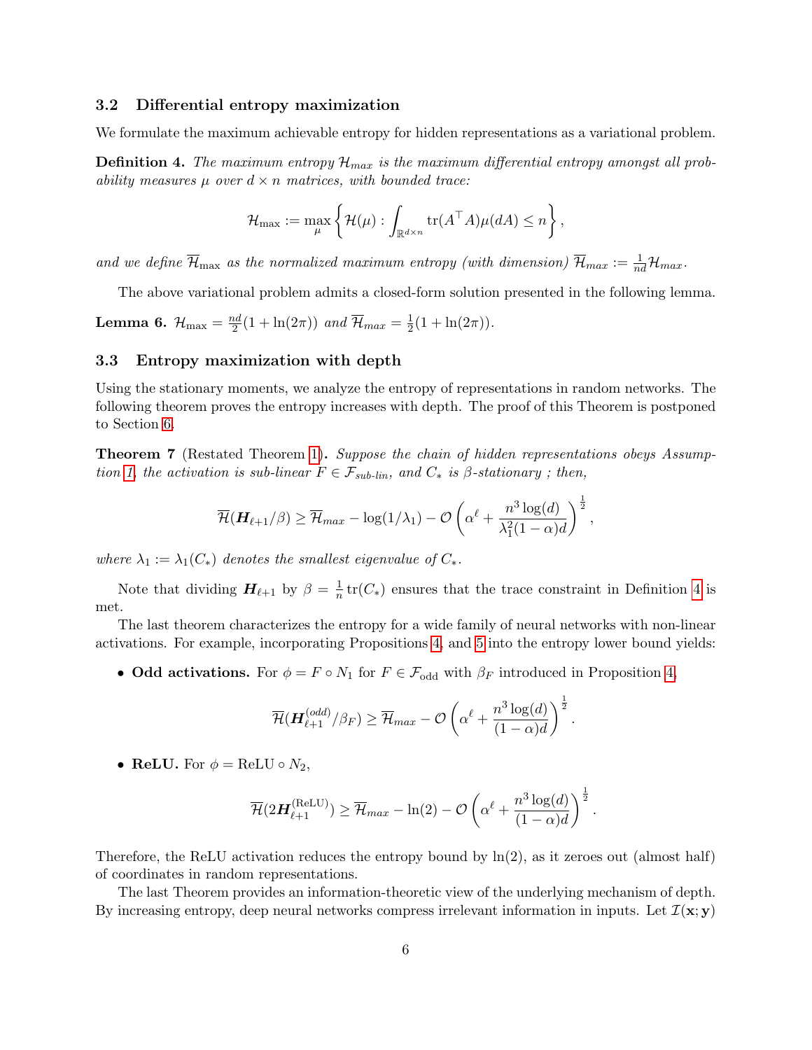### 3.2 Differential entropy maximization

We formulate the maximum achievable entropy for hidden representations as a variational problem.

**Definition 4.** *The maximum entropy $\mathcal{H}_{max}$ is the maximum differential entropy amongst all probability measures $\mu$ over $d \times n$ matrices, with bounded trace:*

$$\mathcal{H}_{\max} := \max_{\mu} \left\{ \mathcal{H}(\mu) : \int_{\mathbb{R}^{d\times n}} \operatorname{tr}(A^\top A)\mu(dA) \leq n \right\},$$

*and we define $\overline{\mathcal{H}}_{\max}$ as the normalized maximum entropy (with dimension) $\overline{\mathcal{H}}_{max} := \frac{1}{nd}\mathcal{H}_{max}$.*

The above variational problem admits a closed-form solution presented in the following lemma.

**Lemma 6.** $\mathcal{H}_{\max} = \frac{nd}{2}(1 + \ln(2\pi))$ *and* $\overline{\mathcal{H}}_{max} = \frac{1}{2}(1 + \ln(2\pi))$.

### 3.3 Entropy maximization with depth

Using the stationary moments, we analyze the entropy of representations in random networks. The following theorem proves the entropy increases with depth. The proof of this Theorem is postponed to Section 6.

**Theorem 7** (Restated Theorem 1)**.** *Suppose the chain of hidden representations obeys Assumption 1, the activation is sub-linear $F \in \mathcal{F}_{\text{sub-lin}}$, and $C_*$ is $\beta$-stationary ; then,*

$$\overline{\mathcal{H}}(\boldsymbol{H}_{\ell+1}/\beta) \geq \overline{\mathcal{H}}_{max} - \log(1/\lambda_1) - \mathcal{O}\left(\alpha^\ell + \frac{n^3 \log(d)}{\lambda_1^2(1-\alpha)d}\right)^{\frac{1}{2}},$$

*where $\lambda_1 := \lambda_1(C_*)$ denotes the smallest eigenvalue of $C_*$.*

Note that dividing $\boldsymbol{H}_{\ell+1}$ by $\beta = \frac{1}{n}\operatorname{tr}(C_*)$ ensures that the trace constraint in Definition 4 is met.

The last theorem characterizes the entropy for a wide family of neural networks with non-linear activations. For example, incorporating Propositions 4, and 5 into the entropy lower bound yields:

- **Odd activations.** For $\phi = F \circ N_1$ for $F \in \mathcal{F}_{\text{odd}}$ with $\beta_F$ introduced in Proposition 4,

$$\overline{\mathcal{H}}(\boldsymbol{H}_{\ell+1}^{(odd)}/\beta_F) \geq \overline{\mathcal{H}}_{max} - \mathcal{O}\left(\alpha^\ell + \frac{n^3 \log(d)}{(1-\alpha)d}\right)^{\frac{1}{2}}.$$

- **ReLU.** For $\phi = \text{ReLU} \circ N_2$,

$$\overline{\mathcal{H}}(2\boldsymbol{H}_{\ell+1}^{(\text{ReLU})}) \geq \overline{\mathcal{H}}_{max} - \ln(2) - \mathcal{O}\left(\alpha^\ell + \frac{n^3 \log(d)}{(1-\alpha)d}\right)^{\frac{1}{2}}.$$

Therefore, the ReLU activation reduces the entropy bound by $\ln(2)$, as it zeroes out (almost half) of coordinates in random representations.

The last Theorem provides an information-theoretic view of the underlying mechanism of depth. By increasing entropy, deep neural networks compress irrelevant information in inputs. Let $\mathcal{I}(\mathbf{x}; \mathbf{y})$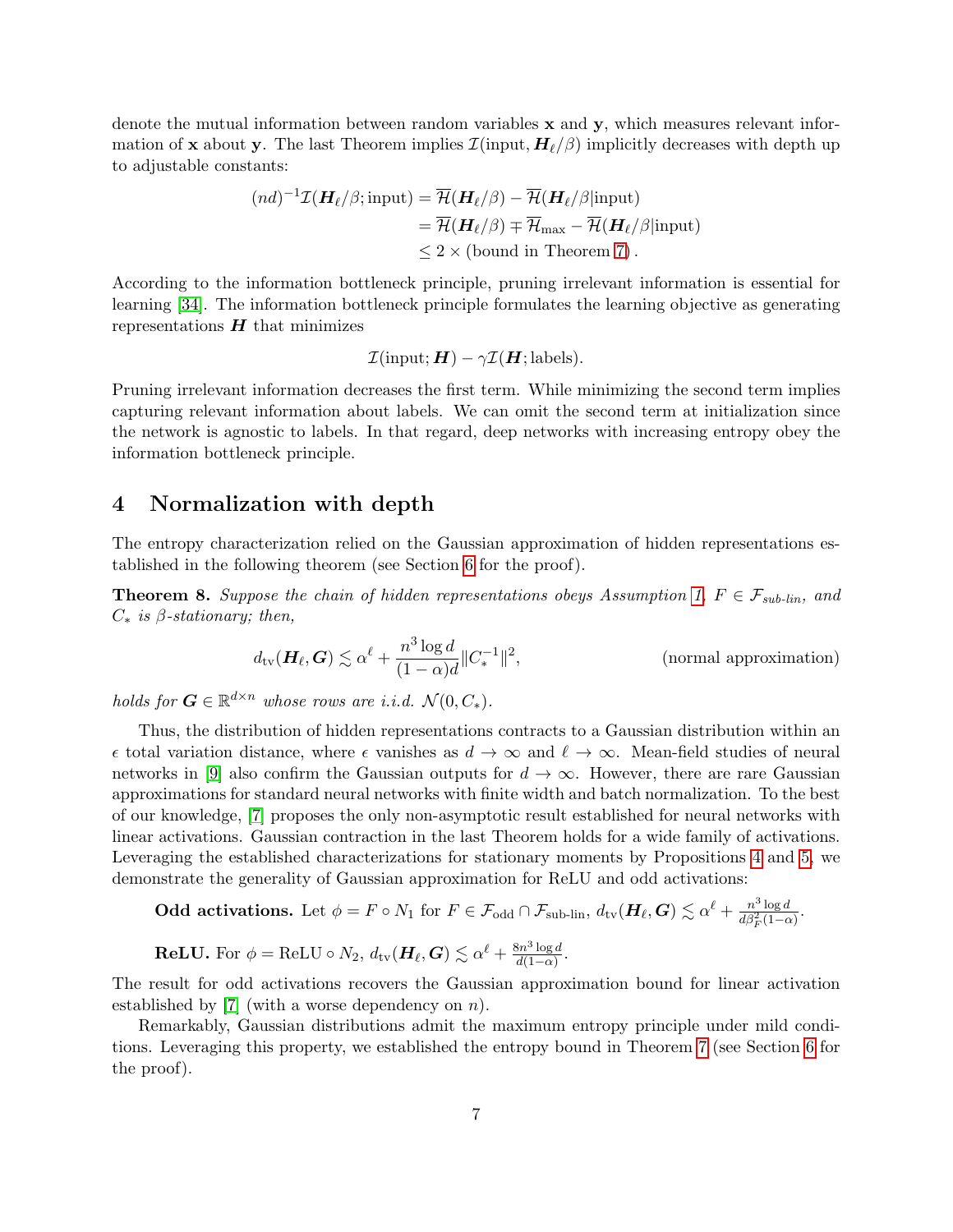denote the mutual information between random variables $\mathbf{x}$ and $\mathbf{y}$, which measures relevant information of $\mathbf{x}$ about $\mathbf{y}$. The last Theorem implies $\mathcal{I}(\text{input}, \boldsymbol{H}_\ell/\beta)$ implicitly decreases with depth up to adjustable constants:

$$
\begin{aligned}
(nd)^{-1}\mathcal{I}(\boldsymbol{H}_\ell/\beta; \text{input}) &= \overline{\mathcal{H}}(\boldsymbol{H}_\ell/\beta) - \overline{\mathcal{H}}(\boldsymbol{H}_\ell/\beta|\text{input}) \\
&= \overline{\mathcal{H}}(\boldsymbol{H}_\ell/\beta) \mp \overline{\mathcal{H}}_{\max} - \overline{\mathcal{H}}(\boldsymbol{H}_\ell/\beta|\text{input}) \\
&\leq 2 \times (\text{bound in Theorem 7}).
\end{aligned}
$$

According to the information bottleneck principle, pruning irrelevant information is essential for learning [34]. The information bottleneck principle formulates the learning objective as generating representations $\boldsymbol{H}$ that minimizes

$$
\mathcal{I}(\text{input}; \boldsymbol{H}) - \gamma \mathcal{I}(\boldsymbol{H}; \text{labels}).
$$

Pruning irrelevant information decreases the first term. While minimizing the second term implies capturing relevant information about labels. We can omit the second term at initialization since the network is agnostic to labels. In that regard, deep networks with increasing entropy obey the information bottleneck principle.

# 4 Normalization with depth

The entropy characterization relied on the Gaussian approximation of hidden representations established in the following theorem (see Section 6 for the proof).

**Theorem 8.** *Suppose the chain of hidden representations obeys Assumption 1, $F \in \mathcal{F}_{\text{sub-lin}}$, and $C_*$ is $\beta$-stationary; then,*

$$
d_{\text{tv}}(\boldsymbol{H}_\ell, \boldsymbol{G}) \lesssim \alpha^\ell + \frac{n^3 \log d}{(1-\alpha)d} \|C_*^{-1}\|^2, \qquad \text{(normal approximation)}
$$

*holds for $\boldsymbol{G} \in \mathbb{R}^{d \times n}$ whose rows are i.i.d. $\mathcal{N}(0, C_*)$.*

Thus, the distribution of hidden representations contracts to a Gaussian distribution within an $\epsilon$ total variation distance, where $\epsilon$ vanishes as $d \to \infty$ and $\ell \to \infty$. Mean-field studies of neural networks in [9] also confirm the Gaussian outputs for $d \to \infty$. However, there are rare Gaussian approximations for standard neural networks with finite width and batch normalization. To the best of our knowledge, [7] proposes the only non-asymptotic result established for neural networks with linear activations. Gaussian contraction in the last Theorem holds for a wide family of activations. Leveraging the established characterizations for stationary moments by Propositions 4 and 5, we demonstrate the generality of Gaussian approximation for ReLU and odd activations:

> **Odd activations.** Let $\phi = F \circ N_1$ for $F \in \mathcal{F}_{\text{odd}} \cap \mathcal{F}_{\text{sub-lin}}$, $d_{\text{tv}}(\boldsymbol{H}_\ell, \boldsymbol{G}) \lesssim \alpha^\ell + \frac{n^3 \log d}{d\beta_F^2(1-\alpha)}$.
>
> **ReLU.** For $\phi = \text{ReLU} \circ N_2$, $d_{\text{tv}}(\boldsymbol{H}_\ell, \boldsymbol{G}) \lesssim \alpha^\ell + \frac{8n^3 \log d}{d(1-\alpha)}$.

The result for odd activations recovers the Gaussian approximation bound for linear activation established by [7] (with a worse dependency on $n$).

Remarkably, Gaussian distributions admit the maximum entropy principle under mild conditions. Leveraging this property, we established the entropy bound in Theorem 7 (see Section 6 for the proof).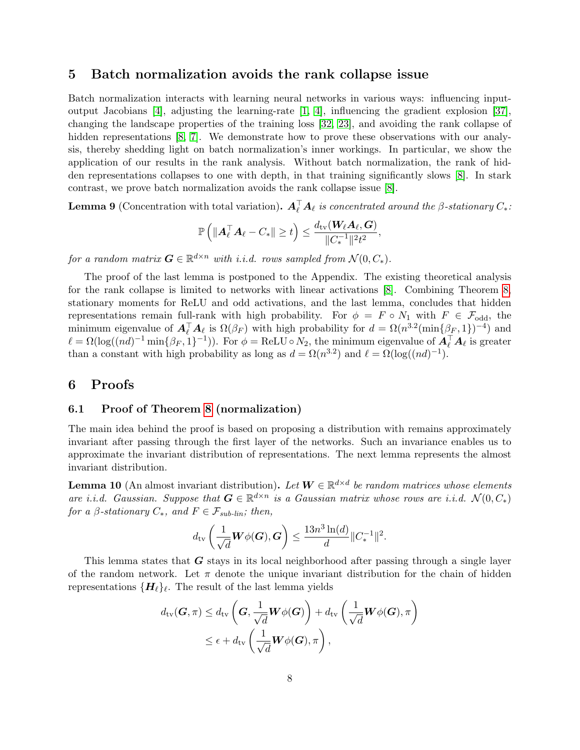## 5 Batch normalization avoids the rank collapse issue

Batch normalization interacts with learning neural networks in various ways: influencing input-output Jacobians [4], adjusting the learning-rate [1, 4], influencing the gradient explosion [37], changing the landscape properties of the training loss [32, 23], and avoiding the rank collapse of hidden representations [8, 7]. We demonstrate how to prove these observations with our analysis, thereby shedding light on batch normalization's inner workings. In particular, we show the application of our results in the rank analysis. Without batch normalization, the rank of hidden representations collapses to one with depth, in that training significantly slows [8]. In stark contrast, we prove batch normalization avoids the rank collapse issue [8].

**Lemma 9** (Concentration with total variation)**.** *$\boldsymbol{A}_\ell^\top \boldsymbol{A}_\ell$ is concentrated around the $\beta$-stationary $C_*$:*

$$\mathbb{P}\left(\|\boldsymbol{A}_\ell^\top \boldsymbol{A}_\ell - C_*\| \geq t\right) \leq \frac{d_{\text{tv}}(\boldsymbol{W}_\ell \boldsymbol{A}_\ell, \boldsymbol{G})}{\|C_*^{-1}\|^2 t^2},$$

*for a random matrix $\boldsymbol{G} \in \mathbb{R}^{d\times n}$ with i.i.d. rows sampled from $\mathcal{N}(0, C_*)$.*

The proof of the last lemma is postponed to the Appendix. The existing theoretical analysis for the rank collapse is limited to networks with linear activations [8]. Combining Theorem 8, stationary moments for ReLU and odd activations, and the last lemma, concludes that hidden representations remain full-rank with high probability. For $\phi = F \circ N_1$ with $F \in \mathcal{F}_{\text{odd}}$, the minimum eigenvalue of $\boldsymbol{A}_\ell^\top \boldsymbol{A}_\ell$ is $\Omega(\beta_F)$ with high probability for $d = \Omega(n^{3.2}(\min\{\beta_F, 1\})^{-4})$ and $\ell = \Omega(\log((nd)^{-1} \min\{\beta_F, 1\}^{-1}))$. For $\phi = \text{ReLU} \circ N_2$, the minimum eigenvalue of $\boldsymbol{A}_\ell^\top \boldsymbol{A}_\ell$ is greater than a constant with high probability as long as $d = \Omega(n^{3.2})$ and $\ell = \Omega(\log((nd)^{-1})$.

## 6 Proofs

### 6.1 Proof of Theorem 8 (normalization)

The main idea behind the proof is based on proposing a distribution with remains approximately invariant after passing through the first layer of the networks. Such an invariance enables us to approximate the invariant distribution of representations. The next lemma represents the almost invariant distribution.

**Lemma 10** (An almost invariant distribution)**.** *Let $\boldsymbol{W} \in \mathbb{R}^{d\times d}$ be random matrices whose elements are i.i.d. Gaussian. Suppose that $\boldsymbol{G} \in \mathbb{R}^{d\times n}$ is a Gaussian matrix whose rows are i.i.d. $\mathcal{N}(0, C_*)$ for a $\beta$-stationary $C_*$, and $F \in \mathcal{F}_{\text{sub-lin}}$; then,*

$$d_{\text{tv}}\left(\frac{1}{\sqrt{d}}\boldsymbol{W}\phi(\boldsymbol{G}), \boldsymbol{G}\right) \leq \frac{13n^3 \ln(d)}{d}\|C_*^{-1}\|^2.$$

This lemma states that $\boldsymbol{G}$ stays in its local neighborhood after passing through a single layer of the random network. Let $\pi$ denote the unique invariant distribution for the chain of hidden representations $\{\boldsymbol{H}_\ell\}_\ell$. The result of the last lemma yields

$$\begin{aligned}
d_{\text{tv}}(\boldsymbol{G}, \pi) &\leq d_{\text{tv}}\left(\boldsymbol{G}, \frac{1}{\sqrt{d}}\boldsymbol{W}\phi(\boldsymbol{G})\right) + d_{\text{tv}}\left(\frac{1}{\sqrt{d}}\boldsymbol{W}\phi(\boldsymbol{G}), \pi\right) \\
&\leq \epsilon + d_{\text{tv}}\left(\frac{1}{\sqrt{d}}\boldsymbol{W}\phi(\boldsymbol{G}), \pi\right),
\end{aligned}$$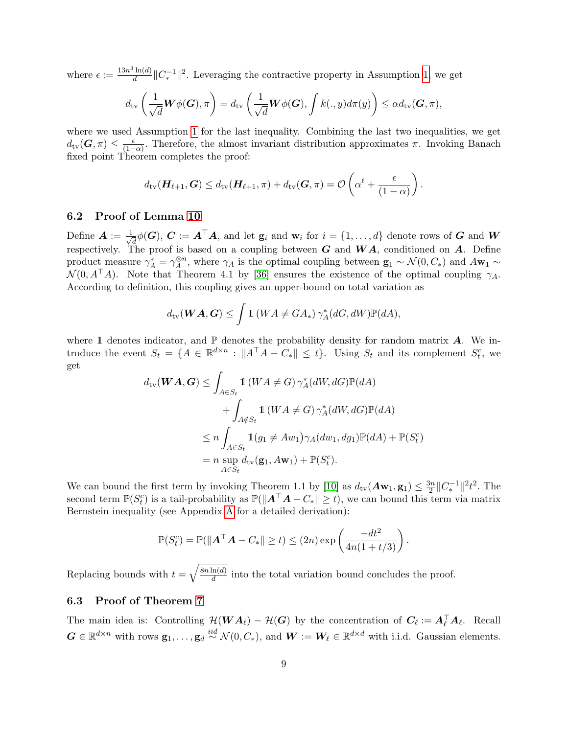where $\epsilon := \frac{13n^3 \ln(d)}{d} \|C_*^{-1}\|^2$. Leveraging the contractive property in Assumption 1, we get

$$d_{\text{tv}}\left(\frac{1}{\sqrt{d}} \boldsymbol{W}\phi(\boldsymbol{G}), \pi\right) = d_{\text{tv}}\left(\frac{1}{\sqrt{d}} \boldsymbol{W}\phi(\boldsymbol{G}), \int k(., y) d\pi(y)\right) \leq \alpha d_{\text{tv}}(\boldsymbol{G}, \pi),$$

where we used Assumption 1 for the last inequality. Combining the last two inequalities, we get $d_{\text{tv}}(\boldsymbol{G}, \pi) \leq \frac{\epsilon}{(1-\alpha)}$. Therefore, the almost invariant distribution approximates $\pi$. Invoking Banach fixed point Theorem completes the proof:

$$d_{\text{tv}}(\boldsymbol{H}_{\ell+1}, \boldsymbol{G}) \leq d_{\text{tv}}(\boldsymbol{H}_{\ell+1}, \pi) + d_{\text{tv}}(\boldsymbol{G}, \pi) = \mathcal{O}\left(\alpha^\ell + \frac{\epsilon}{(1-\alpha)}\right).$$

## 6.2 Proof of Lemma 10

Define $\boldsymbol{A} := \frac{1}{\sqrt{d}} \phi(\boldsymbol{G})$, $\boldsymbol{C} := \boldsymbol{A}^\top \boldsymbol{A}$, and let $\mathbf{g}_i$ and $\mathbf{w}_i$ for $i = \{1, \ldots, d\}$ denote rows of $\boldsymbol{G}$ and $\boldsymbol{W}$ respectively. The proof is based on a coupling between $\boldsymbol{G}$ and $\boldsymbol{W}\boldsymbol{A}$, conditioned on $\boldsymbol{A}$. Define product measure $\gamma_A^* = \gamma_A^{\otimes n}$, where $\gamma_A$ is the optimal coupling between $\mathbf{g}_1 \sim \mathcal{N}(0, C_*)$ and $A\mathbf{w}_1 \sim \mathcal{N}(0, A^\top A)$. Note that Theorem 4.1 by [36] ensures the existence of the optimal coupling $\gamma_A$. According to definition, this coupling gives an upper-bound on total variation as

$$d_{\text{tv}}(\boldsymbol{W}\boldsymbol{A}, \boldsymbol{G}) \leq \int \mathbb{1}\left(WA \neq GA_*\right) \gamma_A^*(dG, dW) \mathbb{P}(dA),$$

where $\mathbb{1}$ denotes indicator, and $\mathbb{P}$ denotes the probability density for random matrix $\boldsymbol{A}$. We introduce the event $S_t = \{A \in \mathbb{R}^{d\times n} : \|A^\top A - C_*\| \leq t\}$. Using $S_t$ and its complement $S_t^c$, we get

$$\begin{aligned}
d_{\text{tv}}(\boldsymbol{W}\boldsymbol{A}, \boldsymbol{G}) &\leq \int_{A\in S_t} \mathbb{1}\left(WA \neq G\right) \gamma_A^*(dW, dG) \mathbb{P}(dA) \\
&\quad + \int_{A\notin S_t} \mathbb{1}\left(WA \neq G\right) \gamma_A^*(dW, dG) \mathbb{P}(dA) \\
&\leq n \int_{A\in S_t} \mathbb{1}(g_1 \neq Aw_1) \gamma_A(dw_1, dg_1) \mathbb{P}(dA) + \mathbb{P}(S_t^c) \\
&= n \sup_{A\in S_t} d_{\text{tv}}(\mathbf{g}_1, A\mathbf{w}_1) + \mathbb{P}(S_t^c).
\end{aligned}$$

We can bound the first term by invoking Theorem 1.1 by [10] as $d_{\text{tv}}(\boldsymbol{A}\mathbf{w}_1, \mathbf{g}_1) \leq \frac{3n}{2} \|C_*^{-1}\|^2 t^2$. The second term $\mathbb{P}(S_t^c)$ is a tail-probability as $\mathbb{P}(\|\boldsymbol{A}^\top \boldsymbol{A} - C_*\| \geq t)$, we can bound this term via matrix Bernstein inequality (see Appendix A for a detailed derivation):

$$\mathbb{P}(S_t^c) = \mathbb{P}(\|\boldsymbol{A}^\top \boldsymbol{A} - C_*\| \geq t) \leq (2n) \exp\left(\frac{-dt^2}{4n(1+t/3)}\right).$$

Replacing bounds with $t = \sqrt{\frac{8n \ln(d)}{d}}$ into the total variation bound concludes the proof.

## 6.3 Proof of Theorem 7

The main idea is: Controlling $\mathcal{H}(\boldsymbol{W}\boldsymbol{A}_\ell) - \mathcal{H}(\boldsymbol{G})$ by the concentration of $\boldsymbol{C}_\ell := \boldsymbol{A}_\ell^\top \boldsymbol{A}_\ell$. Recall $\boldsymbol{G} \in \mathbb{R}^{d\times n}$ with rows $\mathbf{g}_1, \ldots, \mathbf{g}_d \overset{iid}{\sim} \mathcal{N}(0, C_*)$, and $\boldsymbol{W} := \boldsymbol{W}_\ell \in \mathbb{R}^{d\times d}$ with i.i.d. Gaussian elements.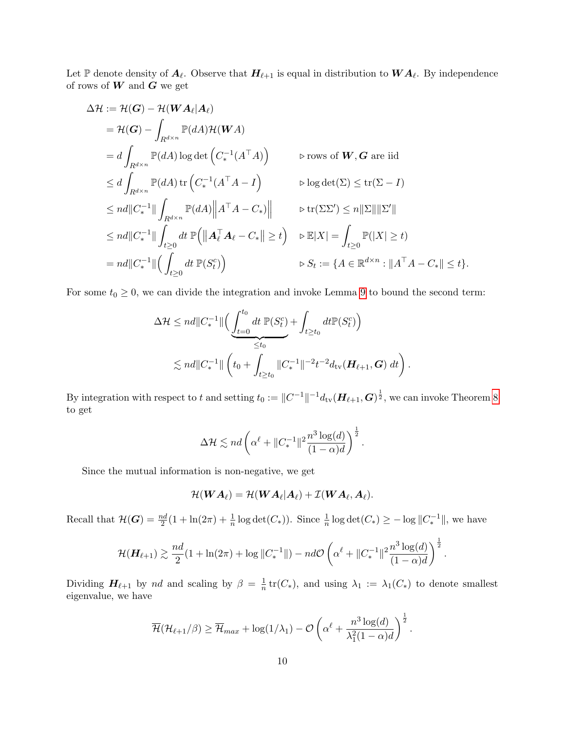Let $\mathbb{P}$ denote density of $\boldsymbol{A}_\ell$. Observe that $\boldsymbol{H}_{\ell+1}$ is equal in distribution to $\boldsymbol{W}\boldsymbol{A}_\ell$. By independence of rows of $\boldsymbol{W}$ and $\boldsymbol{G}$ we get

$$
\begin{aligned}
\Delta\mathcal{H} &:= \mathcal{H}(\boldsymbol{G}) - \mathcal{H}(\boldsymbol{W}\boldsymbol{A}_\ell|\boldsymbol{A}_\ell) \\
&= \mathcal{H}(\boldsymbol{G}) - \int_{R^{d\times n}} \mathbb{P}(dA)\mathcal{H}(\boldsymbol{W}A) \\
&= d\int_{R^{d\times n}} \mathbb{P}(dA) \log\det\left(C_*^{-1}(A^\top A)\right) && \triangleright \text{rows of } \boldsymbol{W}, \boldsymbol{G} \text{ are iid} \\
&\leq d\int_{R^{d\times n}} \mathbb{P}(dA) \operatorname{tr}\left(C_*^{-1}(A^\top A - I\right) && \triangleright \log\det(\Sigma) \leq \operatorname{tr}(\Sigma - I) \\
&\leq nd\|C_*^{-1}\| \int_{R^{d\times n}} \mathbb{P}(dA) \Big\|A^\top A - C_*)\Big\| && \triangleright \operatorname{tr}(\Sigma\Sigma') \leq n\|\Sigma\|\|\Sigma'\| \\
&\leq nd\|C_*^{-1}\| \int_{t\geq 0} dt\, \mathbb{P}\left(\left\|\boldsymbol{A}_\ell^\top \boldsymbol{A}_\ell - C_*\right\| \geq t\right) && \triangleright \mathbb{E}|X| = \int_{t\geq 0} \mathbb{P}(|X|\geq t) \\
&= nd\|C_*^{-1}\| \Big(\int_{t\geq 0} dt\, \mathbb{P}(S_t^c)\Big) && \triangleright S_t := \{A \in \mathbb{R}^{d\times n} : \|A^\top A - C_*\| \leq t\}.
\end{aligned}
$$

For some $t_0 \geq 0$, we can divide the integration and invoke Lemma 9 to bound the second term:

$$
\begin{aligned}
\Delta\mathcal{H} &\leq nd\|C_*^{-1}\| \Big(\underbrace{\int_{t=0}^{t_0} dt\, \mathbb{P}(S_t^c)}_{\leq t_0} + \int_{t\geq t_0} dt \mathbb{P}(S_t^c)\Big) \\
&\lesssim nd\|C_*^{-1}\| \left(t_0 + \int_{t\geq t_0} \|C_*^{-1}\|^{-2} t^{-2} d_{\mathrm{tv}}(\boldsymbol{H}_{\ell+1}, \boldsymbol{G})\, dt\right).
\end{aligned}
$$

By integration with respect to $t$ and setting $t_0 := \|C^{-1}\|^{-1} d_{\mathrm{tv}}(\boldsymbol{H}_{\ell+1}, \boldsymbol{G})^{\frac{1}{2}}$, we can invoke Theorem 8 to get

$$
\Delta\mathcal{H} \lesssim nd\left(\alpha^\ell + \|C_*^{-1}\|^2 \frac{n^3\log(d)}{(1-\alpha)d}\right)^{\frac{1}{2}}.
$$

Since the mutual information is non-negative, we get

$$
\mathcal{H}(\boldsymbol{W}\boldsymbol{A}_\ell) = \mathcal{H}(\boldsymbol{W}\boldsymbol{A}_\ell|\boldsymbol{A}_\ell) + \mathcal{I}(\boldsymbol{W}\boldsymbol{A}_\ell, \boldsymbol{A}_\ell).
$$

Recall that $\mathcal{H}(\boldsymbol{G}) = \frac{nd}{2}(1 + \ln(2\pi) + \frac{1}{n}\log\det(C_*))$. Since $\frac{1}{n}\log\det(C_*) \geq -\log\|C_*^{-1}\|$, we have

$$
\mathcal{H}(\boldsymbol{H}_{\ell+1}) \gtrsim \frac{nd}{2}(1 + \ln(2\pi) + \log\|C_*^{-1}\|) - nd\mathcal{O}\left(\alpha^\ell + \|C_*^{-1}\|^2\frac{n^3\log(d)}{(1-\alpha)d}\right)^{\frac{1}{2}}.
$$

Dividing $\boldsymbol{H}_{\ell+1}$ by $nd$ and scaling by $\beta = \frac{1}{n}\operatorname{tr}(C_*)$, and using $\lambda_1 := \lambda_1(C_*)$ to denote smallest eigenvalue, we have

$$
\overline{\mathcal{H}}(\mathcal{H}_{\ell+1}/\beta) \geq \overline{\mathcal{H}}_{max} + \log(1/\lambda_1) - \mathcal{O}\left(\alpha^\ell + \frac{n^3\log(d)}{\lambda_1^2(1-\alpha)d}\right)^{\frac{1}{2}}.
$$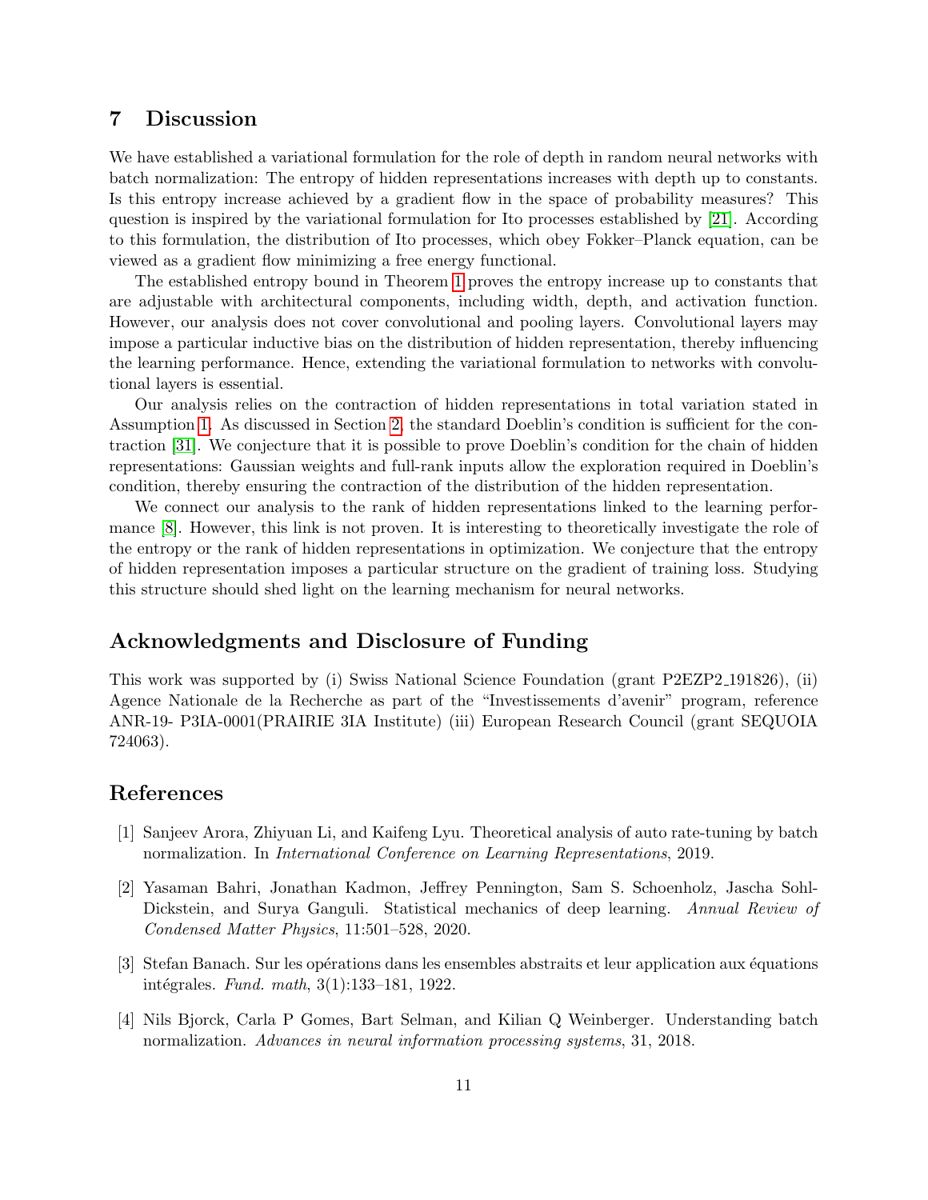## 7 Discussion

We have established a variational formulation for the role of depth in random neural networks with batch normalization: The entropy of hidden representations increases with depth up to constants. Is this entropy increase achieved by a gradient flow in the space of probability measures? This question is inspired by the variational formulation for Ito processes established by [21]. According to this formulation, the distribution of Ito processes, which obey Fokker–Planck equation, can be viewed as a gradient flow minimizing a free energy functional.

The established entropy bound in Theorem 1 proves the entropy increase up to constants that are adjustable with architectural components, including width, depth, and activation function. However, our analysis does not cover convolutional and pooling layers. Convolutional layers may impose a particular inductive bias on the distribution of hidden representation, thereby influencing the learning performance. Hence, extending the variational formulation to networks with convolutional layers is essential.

Our analysis relies on the contraction of hidden representations in total variation stated in Assumption 1. As discussed in Section 2, the standard Doeblin's condition is sufficient for the contraction [31]. We conjecture that it is possible to prove Doeblin's condition for the chain of hidden representations: Gaussian weights and full-rank inputs allow the exploration required in Doeblin's condition, thereby ensuring the contraction of the distribution of the hidden representation.

We connect our analysis to the rank of hidden representations linked to the learning performance [8]. However, this link is not proven. It is interesting to theoretically investigate the role of the entropy or the rank of hidden representations in optimization. We conjecture that the entropy of hidden representation imposes a particular structure on the gradient of training loss. Studying this structure should shed light on the learning mechanism for neural networks.

## Acknowledgments and Disclosure of Funding

This work was supported by (i) Swiss National Science Foundation (grant P2EZP2_191826), (ii) Agence Nationale de la Recherche as part of the "Investissements d'avenir" program, reference ANR-19- P3IA-0001(PRAIRIE 3IA Institute) (iii) European Research Council (grant SEQUOIA 724063).

## References

[1] Sanjeev Arora, Zhiyuan Li, and Kaifeng Lyu. Theoretical analysis of auto rate-tuning by batch normalization. In *International Conference on Learning Representations*, 2019.

[2] Yasaman Bahri, Jonathan Kadmon, Jeffrey Pennington, Sam S. Schoenholz, Jascha Sohl-Dickstein, and Surya Ganguli. Statistical mechanics of deep learning. *Annual Review of Condensed Matter Physics*, 11:501–528, 2020.

[3] Stefan Banach. Sur les opérations dans les ensembles abstraits et leur application aux équations intégrales. *Fund. math*, 3(1):133–181, 1922.

[4] Nils Bjorck, Carla P Gomes, Bart Selman, and Kilian Q Weinberger. Understanding batch normalization. *Advances in neural information processing systems*, 31, 2018.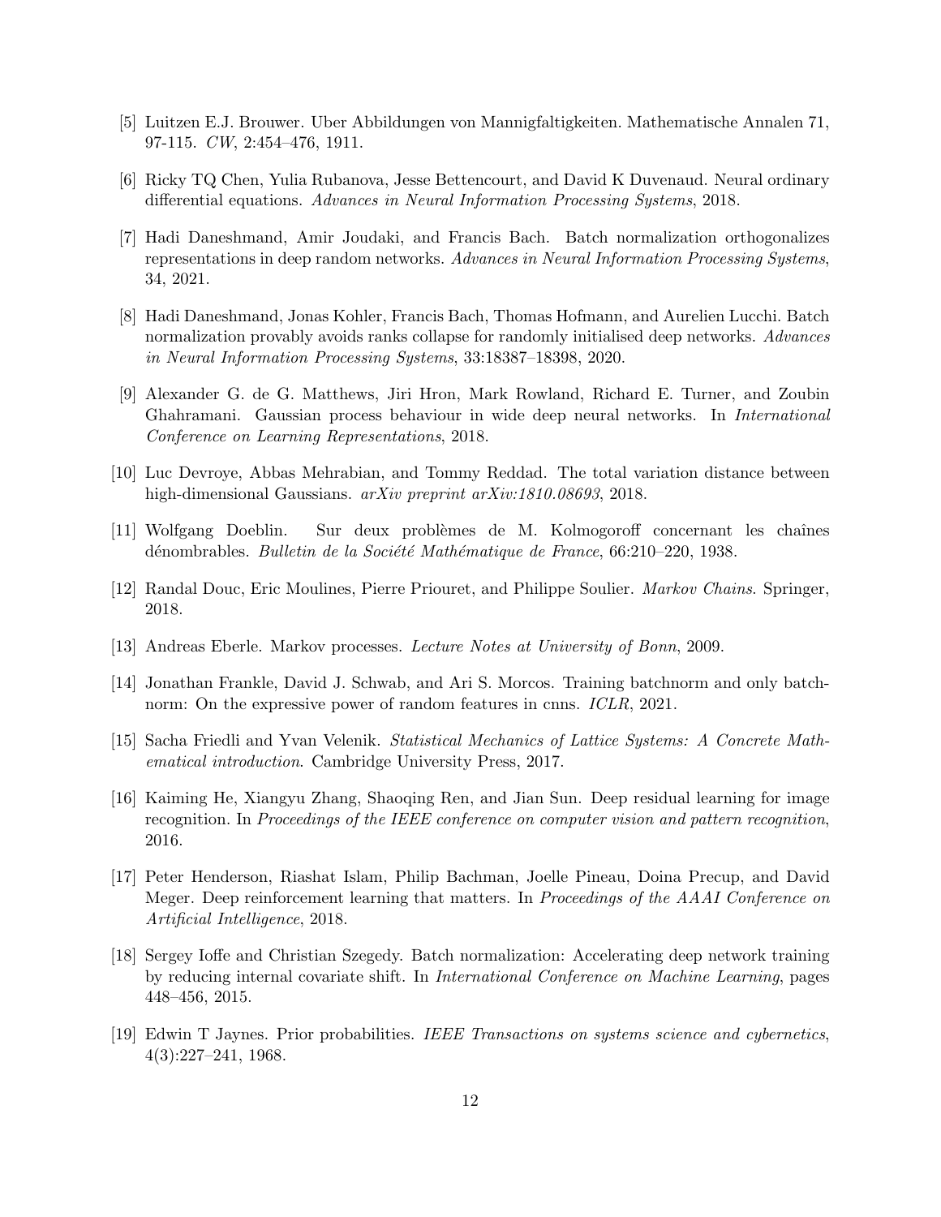[5] Luitzen E.J. Brouwer. Uber Abbildungen von Mannigfaltigkeiten. Mathematische Annalen 71, 97-115. *CW*, 2:454–476, 1911.

[6] Ricky TQ Chen, Yulia Rubanova, Jesse Bettencourt, and David K Duvenaud. Neural ordinary differential equations. *Advances in Neural Information Processing Systems*, 2018.

[7] Hadi Daneshmand, Amir Joudaki, and Francis Bach. Batch normalization orthogonalizes representations in deep random networks. *Advances in Neural Information Processing Systems*, 34, 2021.

[8] Hadi Daneshmand, Jonas Kohler, Francis Bach, Thomas Hofmann, and Aurelien Lucchi. Batch normalization provably avoids ranks collapse for randomly initialised deep networks. *Advances in Neural Information Processing Systems*, 33:18387–18398, 2020.

[9] Alexander G. de G. Matthews, Jiri Hron, Mark Rowland, Richard E. Turner, and Zoubin Ghahramani. Gaussian process behaviour in wide deep neural networks. In *International Conference on Learning Representations*, 2018.

[10] Luc Devroye, Abbas Mehrabian, and Tommy Reddad. The total variation distance between high-dimensional Gaussians. *arXiv preprint arXiv:1810.08693*, 2018.

[11] Wolfgang Doeblin. Sur deux problèmes de M. Kolmogoroff concernant les chaînes dénombrables. *Bulletin de la Société Mathématique de France*, 66:210–220, 1938.

[12] Randal Douc, Eric Moulines, Pierre Priouret, and Philippe Soulier. *Markov Chains*. Springer, 2018.

[13] Andreas Eberle. Markov processes. *Lecture Notes at University of Bonn*, 2009.

[14] Jonathan Frankle, David J. Schwab, and Ari S. Morcos. Training batchnorm and only batchnorm: On the expressive power of random features in cnns. *ICLR*, 2021.

[15] Sacha Friedli and Yvan Velenik. *Statistical Mechanics of Lattice Systems: A Concrete Mathematical introduction*. Cambridge University Press, 2017.

[16] Kaiming He, Xiangyu Zhang, Shaoqing Ren, and Jian Sun. Deep residual learning for image recognition. In *Proceedings of the IEEE conference on computer vision and pattern recognition*, 2016.

[17] Peter Henderson, Riashat Islam, Philip Bachman, Joelle Pineau, Doina Precup, and David Meger. Deep reinforcement learning that matters. In *Proceedings of the AAAI Conference on Artificial Intelligence*, 2018.

[18] Sergey Ioffe and Christian Szegedy. Batch normalization: Accelerating deep network training by reducing internal covariate shift. In *International Conference on Machine Learning*, pages 448–456, 2015.

[19] Edwin T Jaynes. Prior probabilities. *IEEE Transactions on systems science and cybernetics*, 4(3):227–241, 1968.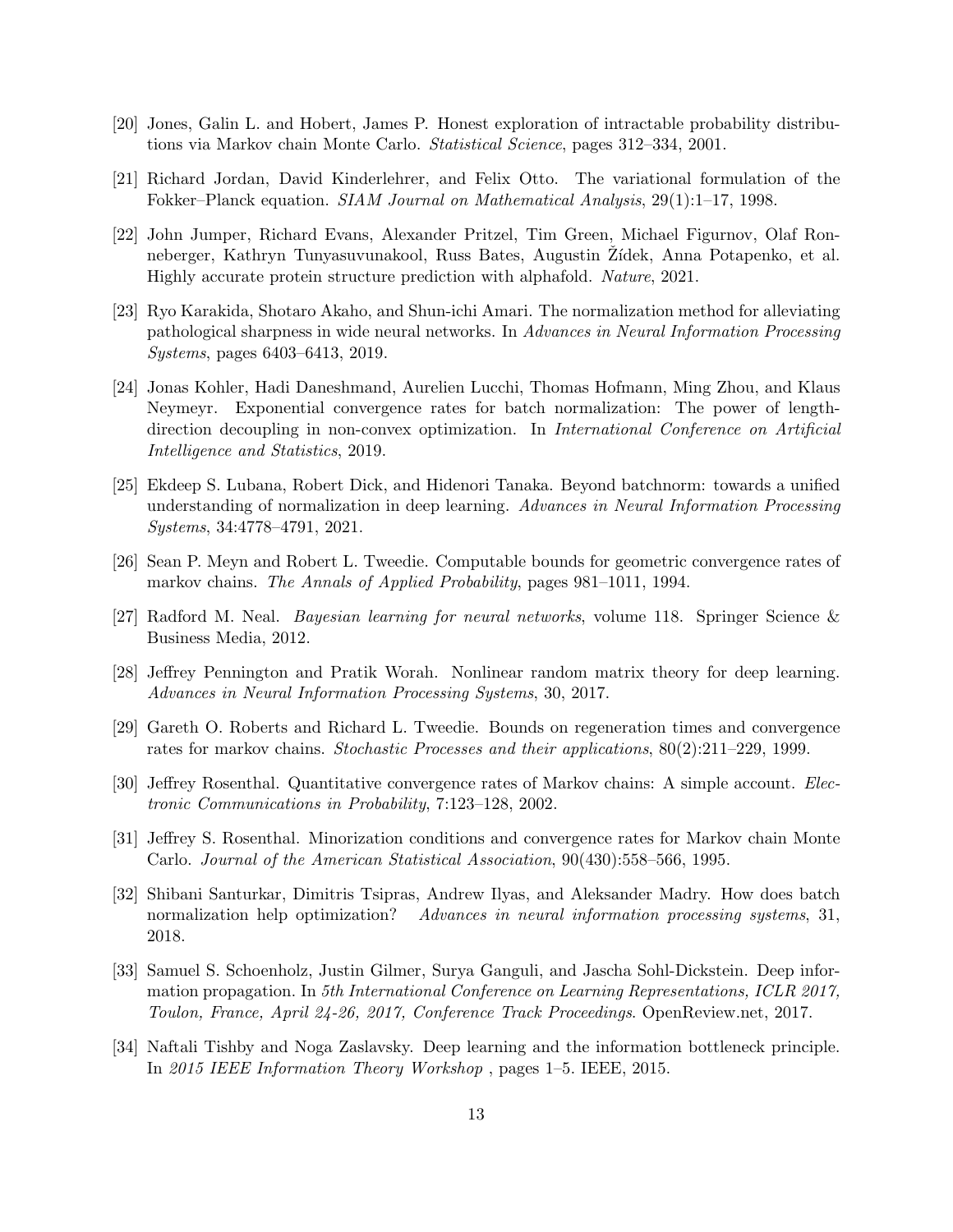[20] Jones, Galin L. and Hobert, James P. Honest exploration of intractable probability distributions via Markov chain Monte Carlo. *Statistical Science*, pages 312–334, 2001.

[21] Richard Jordan, David Kinderlehrer, and Felix Otto. The variational formulation of the Fokker–Planck equation. *SIAM Journal on Mathematical Analysis*, 29(1):1–17, 1998.

[22] John Jumper, Richard Evans, Alexander Pritzel, Tim Green, Michael Figurnov, Olaf Ronneberger, Kathryn Tunyasuvunakool, Russ Bates, Augustin Žídek, Anna Potapenko, et al. Highly accurate protein structure prediction with alphafold. *Nature*, 2021.

[23] Ryo Karakida, Shotaro Akaho, and Shun-ichi Amari. The normalization method for alleviating pathological sharpness in wide neural networks. In *Advances in Neural Information Processing Systems*, pages 6403–6413, 2019.

[24] Jonas Kohler, Hadi Daneshmand, Aurelien Lucchi, Thomas Hofmann, Ming Zhou, and Klaus Neymeyr. Exponential convergence rates for batch normalization: The power of length-direction decoupling in non-convex optimization. In *International Conference on Artificial Intelligence and Statistics*, 2019.

[25] Ekdeep S. Lubana, Robert Dick, and Hidenori Tanaka. Beyond batchnorm: towards a unified understanding of normalization in deep learning. *Advances in Neural Information Processing Systems*, 34:4778–4791, 2021.

[26] Sean P. Meyn and Robert L. Tweedie. Computable bounds for geometric convergence rates of markov chains. *The Annals of Applied Probability*, pages 981–1011, 1994.

[27] Radford M. Neal. *Bayesian learning for neural networks*, volume 118. Springer Science & Business Media, 2012.

[28] Jeffrey Pennington and Pratik Worah. Nonlinear random matrix theory for deep learning. *Advances in Neural Information Processing Systems*, 30, 2017.

[29] Gareth O. Roberts and Richard L. Tweedie. Bounds on regeneration times and convergence rates for markov chains. *Stochastic Processes and their applications*, 80(2):211–229, 1999.

[30] Jeffrey Rosenthal. Quantitative convergence rates of Markov chains: A simple account. *Electronic Communications in Probability*, 7:123–128, 2002.

[31] Jeffrey S. Rosenthal. Minorization conditions and convergence rates for Markov chain Monte Carlo. *Journal of the American Statistical Association*, 90(430):558–566, 1995.

[32] Shibani Santurkar, Dimitris Tsipras, Andrew Ilyas, and Aleksander Madry. How does batch normalization help optimization? *Advances in neural information processing systems*, 31, 2018.

[33] Samuel S. Schoenholz, Justin Gilmer, Surya Ganguli, and Jascha Sohl-Dickstein. Deep information propagation. In *5th International Conference on Learning Representations, ICLR 2017, Toulon, France, April 24-26, 2017, Conference Track Proceedings*. OpenReview.net, 2017.

[34] Naftali Tishby and Noga Zaslavsky. Deep learning and the information bottleneck principle. In *2015 IEEE Information Theory Workshop* , pages 1–5. IEEE, 2015.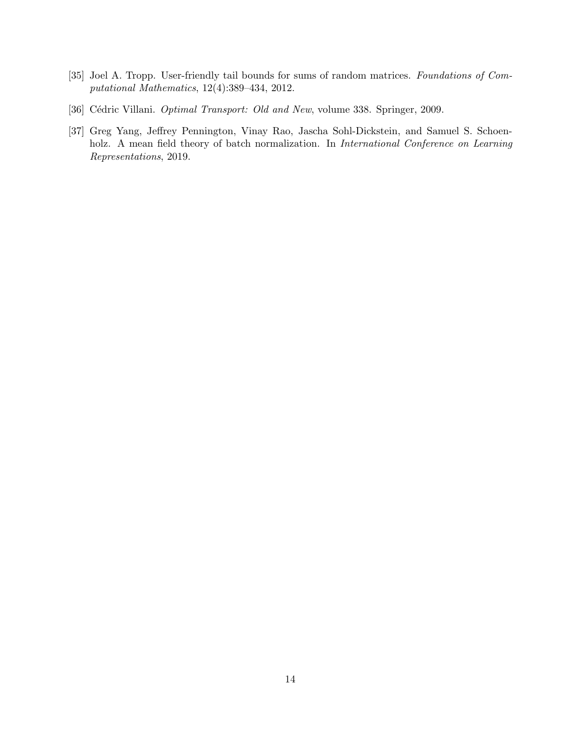[35] Joel A. Tropp. User-friendly tail bounds for sums of random matrices. *Foundations of Computational Mathematics*, 12(4):389–434, 2012.

[36] Cédric Villani. *Optimal Transport: Old and New*, volume 338. Springer, 2009.

[37] Greg Yang, Jeffrey Pennington, Vinay Rao, Jascha Sohl-Dickstein, and Samuel S. Schoenholz. A mean field theory of batch normalization. In *International Conference on Learning Representations*, 2019.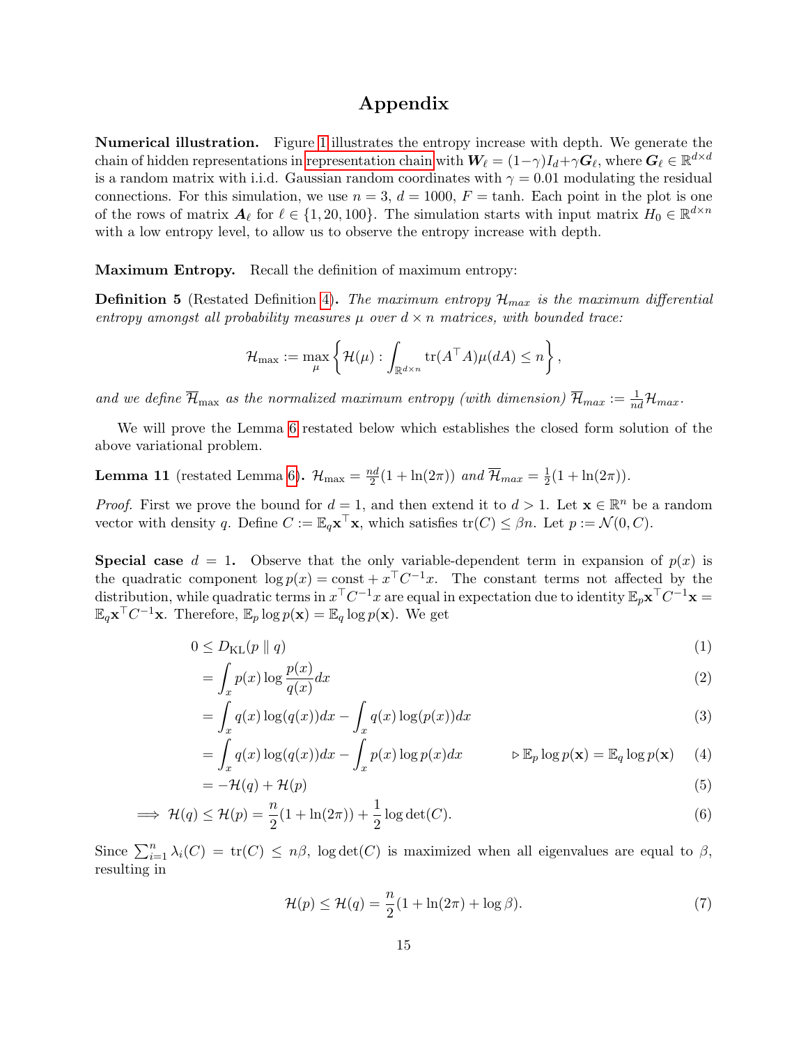# Appendix

**Numerical illustration.** Figure 1 illustrates the entropy increase with depth. We generate the chain of hidden representations in representation chain with $\boldsymbol{W}_\ell = (1-\gamma)I_d + \gamma \boldsymbol{G}_\ell$, where $\boldsymbol{G}_\ell \in \mathbb{R}^{d\times d}$ is a random matrix with i.i.d. Gaussian random coordinates with $\gamma = 0.01$ modulating the residual connections. For this simulation, we use $n = 3$, $d = 1000$, $F = \tanh$. Each point in the plot is one of the rows of matrix $\boldsymbol{A}_\ell$ for $\ell \in \{1, 20, 100\}$. The simulation starts with input matrix $H_0 \in \mathbb{R}^{d\times n}$ with a low entropy level, to allow us to observe the entropy increase with depth.

**Maximum Entropy.** Recall the definition of maximum entropy:

**Definition 5** (Restated Definition 4)**.** *The maximum entropy $\mathcal{H}_{max}$ is the maximum differential entropy amongst all probability measures $\mu$ over $d \times n$ matrices, with bounded trace:*

$$\mathcal{H}_{\max} := \max_\mu \left\{ \mathcal{H}(\mu) : \int_{\mathbb{R}^{d\times n}} \operatorname{tr}(A^\top A)\mu(dA) \leq n \right\},$$

*and we define $\overline{\mathcal{H}}_{\max}$ as the normalized maximum entropy (with dimension) $\overline{\mathcal{H}}_{max} := \frac{1}{nd}\mathcal{H}_{max}$.*

We will prove the Lemma 6 restated below which establishes the closed form solution of the above variational problem.

**Lemma 11** (restated Lemma 6)**.** $\mathcal{H}_{\max} = \frac{nd}{2}(1 + \ln(2\pi))$ *and* $\overline{\mathcal{H}}_{max} = \frac{1}{2}(1 + \ln(2\pi))$.

*Proof.* First we prove the bound for $d = 1$, and then extend it to $d > 1$. Let $\mathbf{x} \in \mathbb{R}^n$ be a random vector with density $q$. Define $C := \mathbb{E}_q \mathbf{x}^\top \mathbf{x}$, which satisfies $\operatorname{tr}(C) \leq \beta n$. Let $p := \mathcal{N}(0, C)$.

**Special case $d = 1$.** Observe that the only variable-dependent term in expansion of $p(x)$ is the quadratic component $\log p(x) = \text{const} + x^\top C^{-1} x$. The constant terms not affected by the distribution, while quadratic terms in $x^\top C^{-1} x$ are equal in expectation due to identity $\mathbb{E}_p \mathbf{x}^\top C^{-1}\mathbf{x} = \mathbb{E}_q \mathbf{x}^\top C^{-1} \mathbf{x}$. Therefore, $\mathbb{E}_p \log p(\mathbf{x}) = \mathbb{E}_q \log p(\mathbf{x})$. We get

$$
\begin{aligned}
0 &\leq D_{\mathrm{KL}}(p \parallel q) && (1)\\
&= \int_x p(x) \log \frac{p(x)}{q(x)} dx && (2)\\
&= \int_x q(x)\log(q(x))dx - \int_x q(x)\log(p(x))dx && (3)\\
&= \int_x q(x)\log(q(x))dx - \int_x p(x)\log p(x) dx \qquad \triangleright\, \mathbb{E}_p \log p(\mathbf{x}) = \mathbb{E}_q \log p(\mathbf{x}) && (4)\\
&= -\mathcal{H}(q) + \mathcal{H}(p) && (5)\\
\implies \mathcal{H}(q) &\leq \mathcal{H}(p) = \frac{n}{2}(1 + \ln(2\pi)) + \frac{1}{2}\log\det(C). && (6)
\end{aligned}
$$

Since $\sum_{i=1}^n \lambda_i(C) = \operatorname{tr}(C) \leq n\beta$, $\log\det(C)$ is maximized when all eigenvalues are equal to $\beta$, resulting in

$$\mathcal{H}(p) \leq \mathcal{H}(q) = \frac{n}{2}(1 + \ln(2\pi) + \log\beta). \tag{7}$$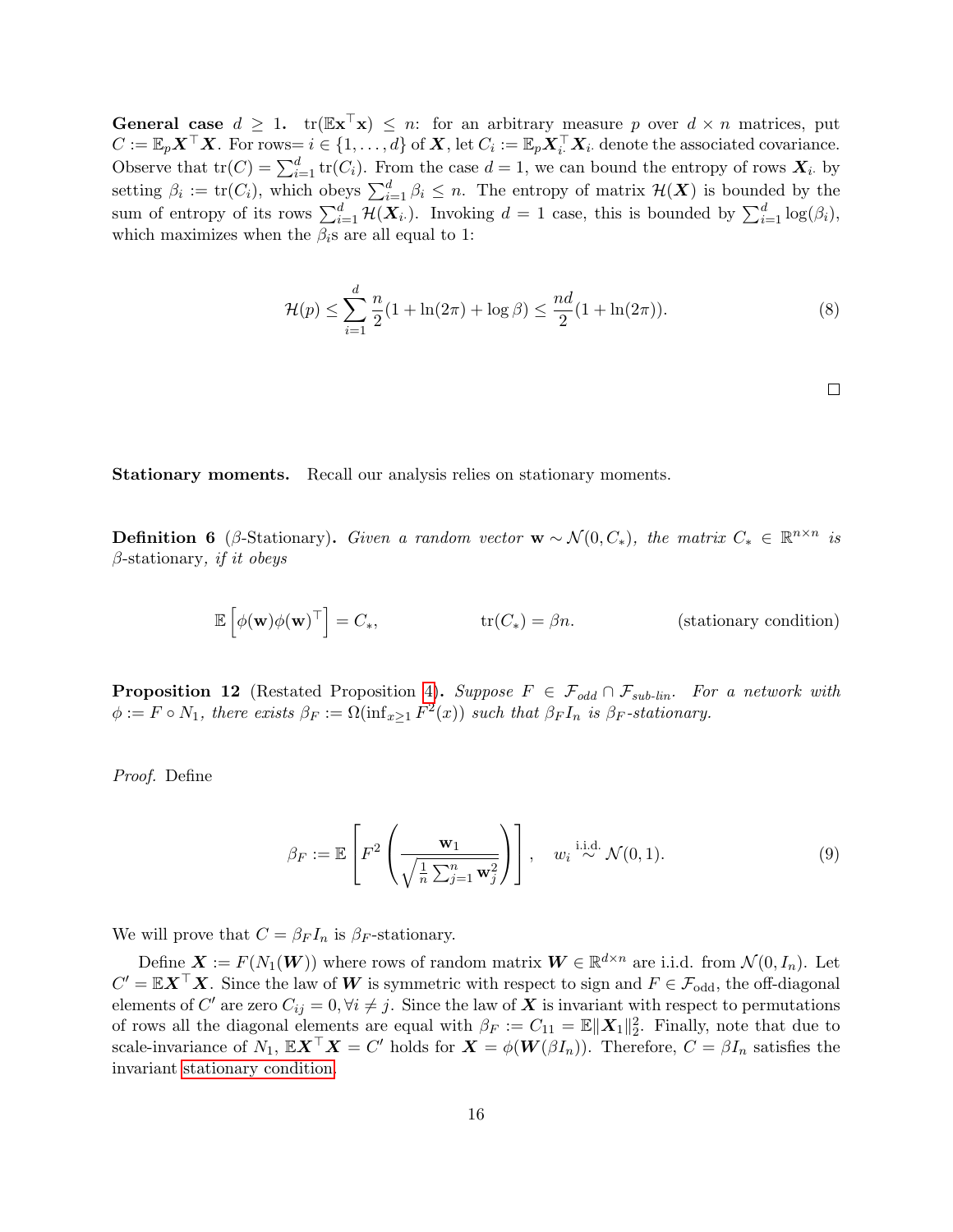**General case $d \geq 1$.** $\operatorname{tr}(\mathbb{E}\mathbf{x}^\top \mathbf{x}) \leq n$: for an arbitrary measure $p$ over $d \times n$ matrices, put $C := \mathbb{E}_p \boldsymbol{X}^\top \boldsymbol{X}$. For rows$= i \in \{1, \ldots, d\}$ of $\boldsymbol{X}$, let $C_i := \mathbb{E}_p \boldsymbol{X}_{i\cdot}^\top \boldsymbol{X}_{i\cdot}$ denote the associated covariance. Observe that $\operatorname{tr}(C) = \sum_{i=1}^d \operatorname{tr}(C_i)$. From the case $d = 1$, we can bound the entropy of rows $\boldsymbol{X}_{i\cdot}$ by setting $\beta_i := \operatorname{tr}(C_i)$, which obeys $\sum_{i=1}^d \beta_i \leq n$. The entropy of matrix $\mathcal{H}(\boldsymbol{X})$ is bounded by the sum of entropy of its rows $\sum_{i=1}^d \mathcal{H}(\boldsymbol{X}_{i\cdot})$. Invoking $d = 1$ case, this is bounded by $\sum_{i=1}^d \log(\beta_i)$, which maximizes when the $\beta_i$s are all equal to 1:

$$\mathcal{H}(p) \leq \sum_{i=1}^{d} \frac{n}{2}(1 + \ln(2\pi) + \log \beta) \leq \frac{nd}{2}(1 + \ln(2\pi)). \tag{8}$$

$\square$

**Stationary moments.** Recall our analysis relies on stationary moments.

**Definition 6** ($\beta$-Stationary)**.** *Given a random vector $\mathbf{w} \sim \mathcal{N}(0, C_*)$, the matrix $C_* \in \mathbb{R}^{n \times n}$ is $\beta$-stationary, if it obeys*

$$\mathbb{E}\left[\phi(\mathbf{w})\phi(\mathbf{w})^\top\right] = C_*, \qquad \operatorname{tr}(C_*) = \beta n. \qquad \text{(stationary condition)}$$

**Proposition 12** (Restated Proposition 4)**.** *Suppose $F \in \mathcal{F}_{odd} \cap \mathcal{F}_{sub\text{-}lin}$. For a network with $\phi := F \circ N_1$, there exists $\beta_F := \Omega(\inf_{x \geq 1} F^2(x))$ such that $\beta_F I_n$ is $\beta_F$-stationary.*

*Proof.* Define

$$\beta_F := \mathbb{E}\left[F^2\left(\frac{\mathbf{w}_1}{\sqrt{\frac{1}{n}\sum_{j=1}^n \mathbf{w}_j^2}}\right)\right], \quad w_i \overset{\text{i.i.d.}}{\sim} \mathcal{N}(0, 1). \tag{9}$$

We will prove that $C = \beta_F I_n$ is $\beta_F$-stationary.

Define $\boldsymbol{X} := F(N_1(\boldsymbol{W}))$ where rows of random matrix $\boldsymbol{W} \in \mathbb{R}^{d \times n}$ are i.i.d. from $\mathcal{N}(0, I_n)$. Let $C' = \mathbb{E}\boldsymbol{X}^\top \boldsymbol{X}$. Since the law of $\boldsymbol{W}$ is symmetric with respect to sign and $F \in \mathcal{F}_{\text{odd}}$, the off-diagonal elements of $C'$ are zero $C_{ij} = 0, \forall i \neq j$. Since the law of $\boldsymbol{X}$ is invariant with respect to permutations of rows all the diagonal elements are equal with $\beta_F := C_{11} = \mathbb{E}\|\boldsymbol{X}_1\|_2^2$. Finally, note that due to scale-invariance of $N_1$, $\mathbb{E}\boldsymbol{X}^\top \boldsymbol{X} = C'$ holds for $\boldsymbol{X} = \phi(\boldsymbol{W}(\beta I_n))$. Therefore, $C = \beta I_n$ satisfies the invariant stationary condition.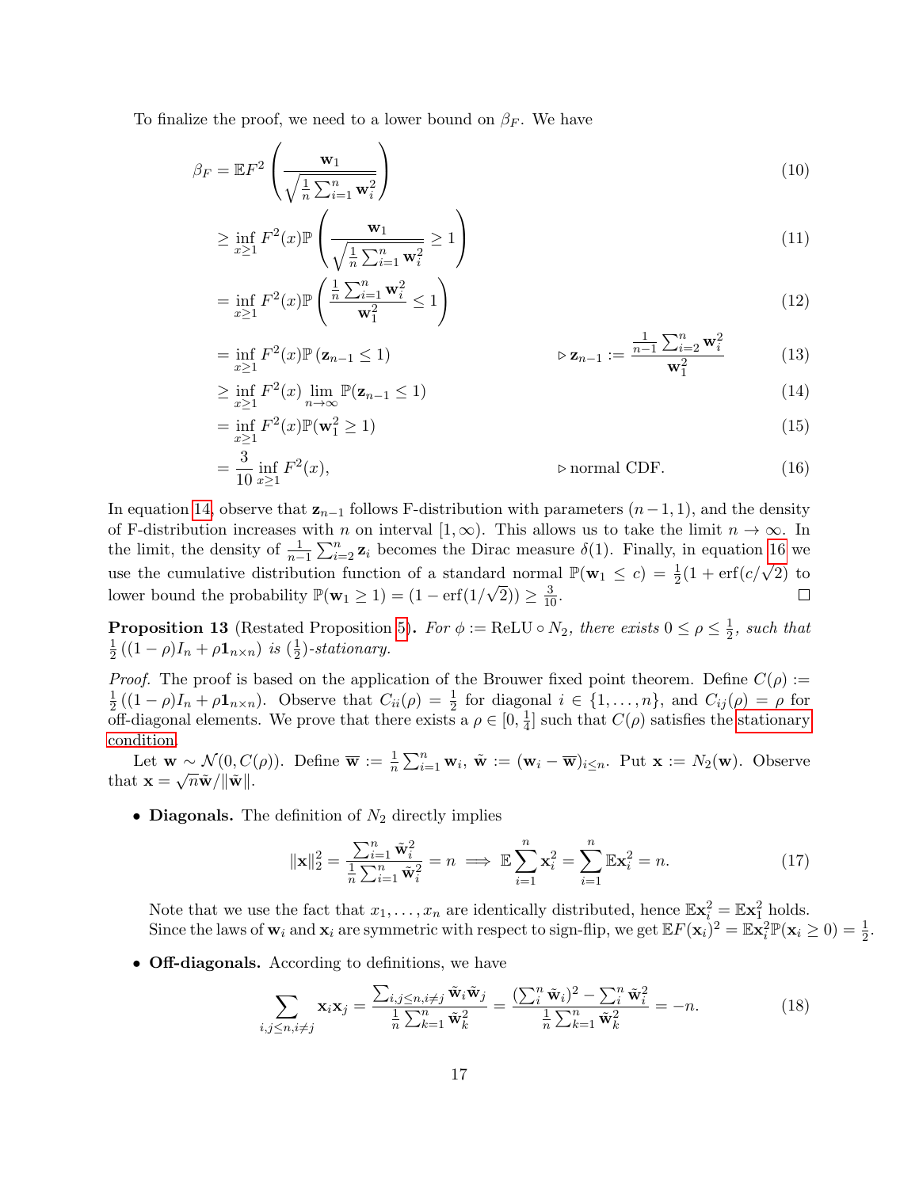To finalize the proof, we need to a lower bound on $\beta_F$. We have

$$
\begin{aligned}
\beta_F &= \mathbb{E}F^2\left(\frac{\mathbf{w}_1}{\sqrt{\frac{1}{n}\sum_{i=1}^n \mathbf{w}_i^2}}\right) && (10)\\
&\geq \inf_{x\geq 1} F^2(x)\mathbb{P}\left(\frac{\mathbf{w}_1}{\sqrt{\frac{1}{n}\sum_{i=1}^n \mathbf{w}_i^2}} \geq 1\right) && (11)\\
&= \inf_{x\geq 1} F^2(x)\mathbb{P}\left(\frac{\frac{1}{n}\sum_{i=1}^n \mathbf{w}_i^2}{\mathbf{w}_1^2} \leq 1\right) && (12)\\
&= \inf_{x\geq 1} F^2(x)\mathbb{P}\left(\mathbf{z}_{n-1} \leq 1\right) \qquad \triangleright\, \mathbf{z}_{n-1} := \frac{\frac{1}{n-1}\sum_{i=2}^n \mathbf{w}_i^2}{\mathbf{w}_1^2} && (13)\\
&\geq \inf_{x\geq 1} F^2(x) \lim_{n\to\infty} \mathbb{P}(\mathbf{z}_{n-1} \leq 1) && (14)\\
&= \inf_{x\geq 1} F^2(x)\mathbb{P}(\mathbf{w}_1^2 \geq 1) && (15)\\
&= \frac{3}{10}\inf_{x\geq 1} F^2(x), \qquad \triangleright\, \text{normal CDF.} && (16)
\end{aligned}
$$

In equation 14, observe that $\mathbf{z}_{n-1}$ follows F-distribution with parameters $(n-1, 1)$, and the density of F-distribution increases with $n$ on interval $[1, \infty)$. This allows us to take the limit $n \to \infty$. In the limit, the density of $\frac{1}{n-1}\sum_{i=2}^n \mathbf{z}_i$ becomes the Dirac measure $\delta(1)$. Finally, in equation 16 we use the cumulative distribution function of a standard normal $\mathbb{P}(\mathbf{w}_1 \leq c) = \frac{1}{2}(1 + \text{erf}(c/\sqrt{2})$ to lower bound the probability $\mathbb{P}(\mathbf{w}_1 \geq 1) = (1 - \text{erf}(1/\sqrt{2})) \geq \frac{3}{10}$. $\square$

**Proposition 13** (Restated Proposition 5)**.** *For $\phi := \text{ReLU} \circ N_2$, there exists $0 \leq \rho \leq \frac{1}{2}$, such that $\frac{1}{2}\left((1-\rho)I_n + \rho \mathbf{1}_{n\times n}\right)$ is $(\frac{1}{2})$-stationary.*

*Proof.* The proof is based on the application of the Brouwer fixed point theorem. Define $C(\rho) := \frac{1}{2}\left((1-\rho)I_n + \rho \mathbf{1}_{n\times n}\right)$. Observe that $C_{ii}(\rho) = \frac{1}{2}$ for diagonal $i \in \{1, \ldots, n\}$, and $C_{ij}(\rho) = \rho$ for off-diagonal elements. We prove that there exists a $\rho \in [0, \frac{1}{4}]$ such that $C(\rho)$ satisfies the stationary condition.

Let $\mathbf{w} \sim \mathcal{N}(0, C(\rho))$. Define $\overline{\mathbf{w}} := \frac{1}{n}\sum_{i=1}^n \mathbf{w}_i$, $\tilde{\mathbf{w}} := (\mathbf{w}_i - \overline{\mathbf{w}})_{i\leq n}$. Put $\mathbf{x} := N_2(\mathbf{w})$. Observe that $\mathbf{x} = \sqrt{n}\tilde{\mathbf{w}}/\|\tilde{\mathbf{w}}\|$.

- **Diagonals.** The definition of $N_2$ directly implies

$$
\|\mathbf{x}\|_2^2 = \frac{\sum_{i=1}^n \tilde{\mathbf{w}}_i^2}{\frac{1}{n}\sum_{i=1}^n \tilde{\mathbf{w}}_i^2} = n \implies \mathbb{E}\sum_{i=1}^n \mathbf{x}_i^2 = \sum_{i=1}^n \mathbb{E}\mathbf{x}_i^2 = n. \qquad (17)
$$

  Note that we use the fact that $x_1, \ldots, x_n$ are identically distributed, hence $\mathbb{E}\mathbf{x}_i^2 = \mathbb{E}\mathbf{x}_1^2$ holds. Since the laws of $\mathbf{w}_i$ and $\mathbf{x}_i$ are symmetric with respect to sign-flip, we get $\mathbb{E}F(\mathbf{x}_i)^2 = \mathbb{E}\mathbf{x}_i^2\mathbb{P}(\mathbf{x}_i \geq 0) = \frac{1}{2}$.

- **Off-diagonals.** According to definitions, we have

$$
\sum_{i,j\leq n, i\neq j} \mathbf{x}_i\mathbf{x}_j = \frac{\sum_{i,j\leq n, i\neq j} \tilde{\mathbf{w}}_i\tilde{\mathbf{w}}_j}{\frac{1}{n}\sum_{k=1}^n \tilde{\mathbf{w}}_k^2} = \frac{(\sum_i^n \tilde{\mathbf{w}}_i)^2 - \sum_i^n \tilde{\mathbf{w}}_i^2}{\frac{1}{n}\sum_{k=1}^n \tilde{\mathbf{w}}_k^2} = -n. \qquad (18)
$$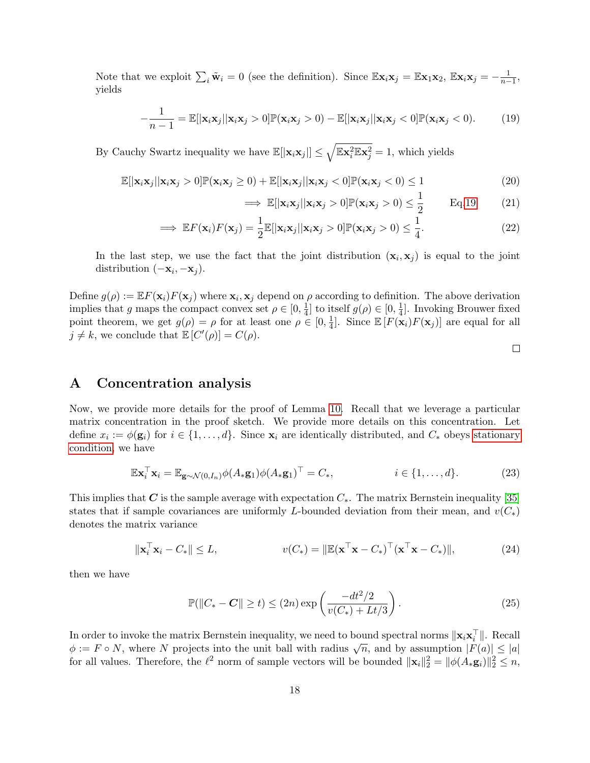Note that we exploit $\sum_i \tilde{\mathbf{w}}_i = 0$ (see the definition). Since $\mathbb{E}\mathbf{x}_i\mathbf{x}_j = \mathbb{E}\mathbf{x}_1\mathbf{x}_2$, $\mathbb{E}\mathbf{x}_i\mathbf{x}_j = -\frac{1}{n-1}$, yields

$$
-\frac{1}{n-1} = \mathbb{E}[|\mathbf{x}_i\mathbf{x}_j||\mathbf{x}_i\mathbf{x}_j > 0]\mathbb{P}(\mathbf{x}_i\mathbf{x}_j > 0) - \mathbb{E}[|\mathbf{x}_i\mathbf{x}_j||\mathbf{x}_i\mathbf{x}_j < 0]\mathbb{P}(\mathbf{x}_i\mathbf{x}_j < 0). \tag{19}
$$

By Cauchy Swartz inequality we have $\mathbb{E}[|\mathbf{x}_i\mathbf{x}_j|] \leq \sqrt{\mathbb{E}\mathbf{x}_i^2\mathbb{E}\mathbf{x}_j^2} = 1$, which yields

$$
\mathbb{E}[|\mathbf{x}_i\mathbf{x}_j||\mathbf{x}_i\mathbf{x}_j > 0]\mathbb{P}(\mathbf{x}_i\mathbf{x}_j \geq 0) + \mathbb{E}[|\mathbf{x}_i\mathbf{x}_j||\mathbf{x}_i\mathbf{x}_j < 0]\mathbb{P}(\mathbf{x}_i\mathbf{x}_j < 0) \leq 1 \tag{20}
$$

$$
\implies \mathbb{E}[|\mathbf{x}_i\mathbf{x}_j||\mathbf{x}_i\mathbf{x}_j > 0]\mathbb{P}(\mathbf{x}_i\mathbf{x}_j > 0) \leq \frac{1}{2} \qquad \text{Eq.19} \tag{21}
$$

$$
\implies \mathbb{E}F(\mathbf{x}_i)F(\mathbf{x}_j) = \frac{1}{2}\mathbb{E}[|\mathbf{x}_i\mathbf{x}_j||\mathbf{x}_i\mathbf{x}_j > 0]\mathbb{P}(\mathbf{x}_i\mathbf{x}_j > 0) \leq \frac{1}{4}. \tag{22}
$$

In the last step, we use the fact that the joint distribution $(\mathbf{x}_i, \mathbf{x}_j)$ is equal to the joint distribution $(-\mathbf{x}_i, -\mathbf{x}_j)$.

Define $g(\rho) := \mathbb{E}F(\mathbf{x}_i)F(\mathbf{x}_j)$ where $\mathbf{x}_i, \mathbf{x}_j$ depend on $\rho$ according to definition. The above derivation implies that $g$ maps the compact convex set $\rho \in [0, \frac{1}{4}]$ to itself $g(\rho) \in [0, \frac{1}{4}]$. Invoking Brouwer fixed point theorem, we get $g(\rho) = \rho$ for at least one $\rho \in [0, \frac{1}{4}]$. Since $\mathbb{E}[F(\mathbf{x}_i)F(\mathbf{x}_j)]$ are equal for all $j \neq k$, we conclude that $\mathbb{E}[C'(\rho)] = C(\rho)$.

□

# A Concentration analysis

Now, we provide more details for the proof of Lemma 10. Recall that we leverage a particular matrix concentration in the proof sketch. We provide more details on this concentration. Let define $x_i := \phi(\mathbf{g}_i)$ for $i \in \{1, \ldots, d\}$. Since $\mathbf{x}_i$ are identically distributed, and $C_*$ obeys stationary condition, we have

$$
\mathbb{E}\mathbf{x}_i^\top \mathbf{x}_i = \mathbb{E}_{\mathbf{g} \sim \mathcal{N}(0, I_n)} \phi(A_*\mathbf{g}_1)\phi(A_*\mathbf{g}_1)^\top = C_*, \qquad\qquad i \in \{1, \ldots, d\}. \tag{23}
$$

This implies that $\boldsymbol{C}$ is the sample average with expectation $C_*$. The matrix Bernstein inequality [35] states that if sample covariances are uniformly $L$-bounded deviation from their mean, and $v(C_*)$ denotes the matrix variance

$$
\|\mathbf{x}_i^\top \mathbf{x}_i - C_*\| \leq L, \qquad\qquad v(C_*) = \|\mathbb{E}(\mathbf{x}^\top\mathbf{x} - C_*)^\top(\mathbf{x}^\top\mathbf{x} - C_*)\|, \tag{24}
$$

then we have

$$
\mathbb{P}(\|C_* - \boldsymbol{C}\| \geq t) \leq (2n)\exp\left(\frac{-dt^2/2}{v(C_*) + Lt/3}\right). \tag{25}
$$

In order to invoke the matrix Bernstein inequality, we need to bound spectral norms $\|\mathbf{x}_i\mathbf{x}_i^\top\|$. Recall $\phi := F \circ N$, where $N$ projects into the unit ball with radius $\sqrt{n}$, and by assumption $|F(a)| \leq |a|$ for all values. Therefore, the $\ell^2$ norm of sample vectors will be bounded $\|\mathbf{x}_i\|_2^2 = \|\phi(A_*\mathbf{g}_i)\|_2^2 \leq n$,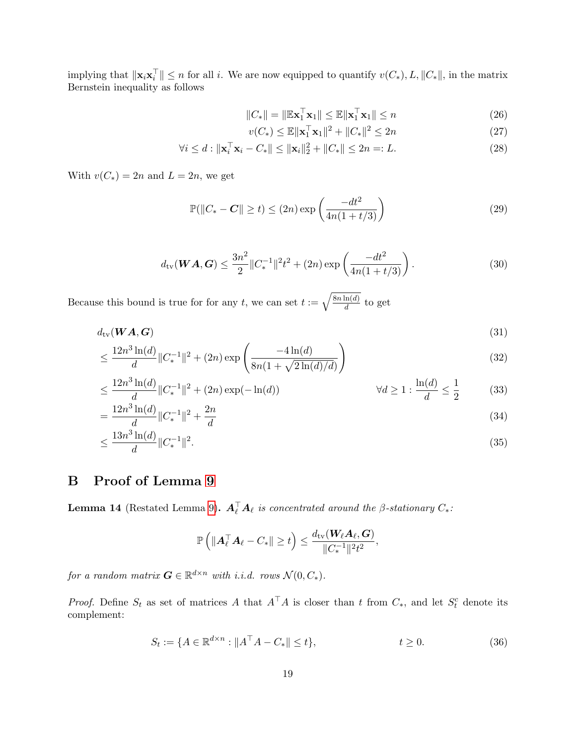implying that $\|\mathbf{x}_i\mathbf{x}_i^\top\| \leq n$ for all $i$. We are now equipped to quantify $v(C_*), L, \|C_*\|$, in the matrix Bernstein inequality as follows

$$\|C_*\| = \|\mathbb{E}\mathbf{x}_1^\top \mathbf{x}_1\| \leq \mathbb{E}\|\mathbf{x}_1^\top \mathbf{x}_1\| \leq n \tag{26}$$

$$v(C_*) \leq \mathbb{E}\|\mathbf{x}_1^\top \mathbf{x}_1\|^2 + \|C_*\|^2 \leq 2n \tag{27}$$

$$\forall i \leq d : \|\mathbf{x}_i^\top \mathbf{x}_i - C_*\| \leq \|\mathbf{x}_i\|_2^2 + \|C_*\| \leq 2n =: L. \tag{28}$$

With $v(C_*) = 2n$ and $L = 2n$, we get

$$\mathbb{P}(\|C_* - \boldsymbol{C}\| \geq t) \leq (2n)\exp\left(\frac{-dt^2}{4n(1+t/3)}\right) \tag{29}$$

$$d_{\mathrm{tv}}(\boldsymbol{W}\boldsymbol{A}, \boldsymbol{G}) \leq \frac{3n^2}{2}\|C_*^{-1}\|^2 t^2 + (2n)\exp\left(\frac{-dt^2}{4n(1+t/3)}\right). \tag{30}$$

Because this bound is true for for any $t$, we can set $t := \sqrt{\frac{8n\ln(d)}{d}}$ to get

$$d_{\mathrm{tv}}(\boldsymbol{W}\boldsymbol{A}, \boldsymbol{G}) \tag{31}$$

$$\leq \frac{12n^3\ln(d)}{d}\|C_*^{-1}\|^2 + (2n)\exp\left(\frac{-4\ln(d)}{8n(1+\sqrt{2\ln(d)/d})}\right) \tag{32}$$

$$\leq \frac{12n^3\ln(d)}{d}\|C_*^{-1}\|^2 + (2n)\exp(-\ln(d)) \qquad \forall d \geq 1 : \frac{\ln(d)}{d} \leq \frac{1}{2} \tag{33}$$

$$= \frac{12n^3\ln(d)}{d}\|C_*^{-1}\|^2 + \frac{2n}{d} \tag{34}$$

$$\leq \frac{13n^3\ln(d)}{d}\|C_*^{-1}\|^2. \tag{35}$$

# B Proof of Lemma 9

**Lemma 14** (Restated Lemma 9)**.** *$\boldsymbol{A}_\ell^\top \boldsymbol{A}_\ell$ is concentrated around the $\beta$-stationary $C_*$:*

$$\mathbb{P}\left(\|\boldsymbol{A}_\ell^\top \boldsymbol{A}_\ell - C_*\| \geq t\right) \leq \frac{d_{\mathrm{tv}}(\boldsymbol{W}_\ell \boldsymbol{A}_\ell, \boldsymbol{G})}{\|C_*^{-1}\|^2 t^2},$$

*for a random matrix $\boldsymbol{G} \in \mathbb{R}^{d\times n}$ with i.i.d. rows $\mathcal{N}(0, C_*)$.*

*Proof.* Define $S_t$ as set of matrices $A$ that $A^\top A$ is closer than $t$ from $C_*$, and let $S_t^c$ denote its complement:

$$S_t := \{A \in \mathbb{R}^{d\times n} : \|A^\top A - C_*\| \leq t\}, \qquad t \geq 0. \tag{36}$$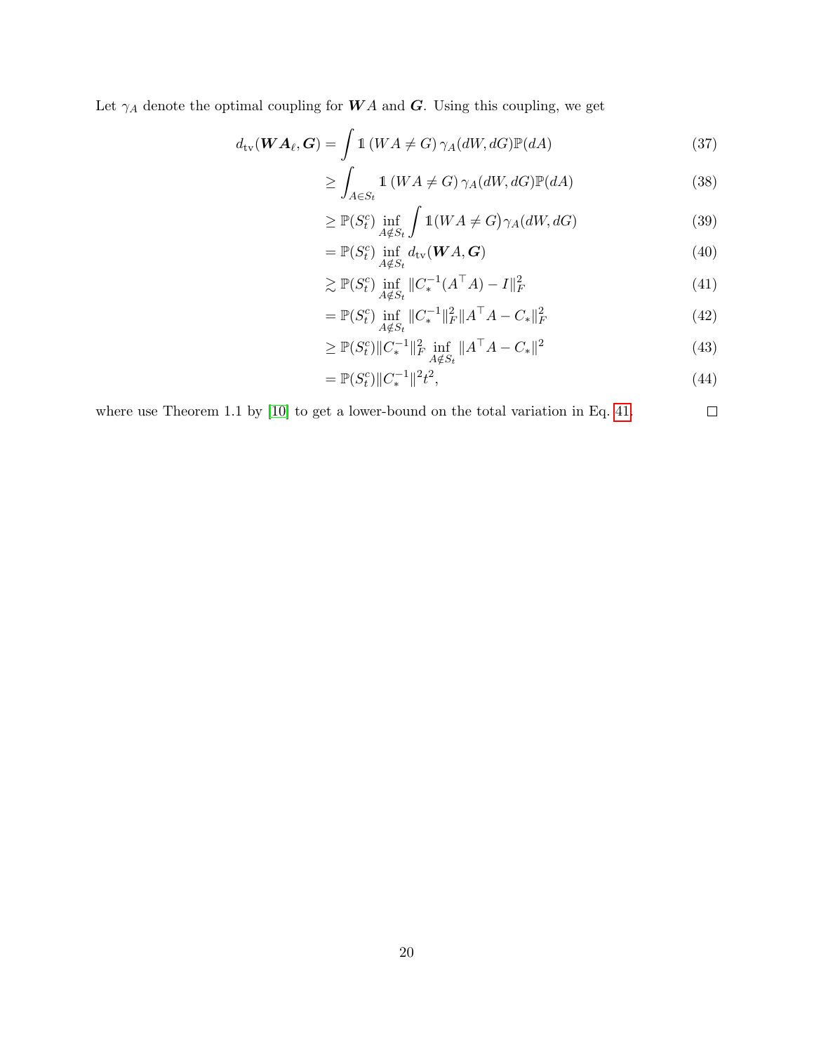Let $\gamma_A$ denote the optimal coupling for $\boldsymbol{W}A$ and $\boldsymbol{G}$. Using this coupling, we get

$$
\begin{aligned}
d_{\mathrm{tv}}(\boldsymbol{W}\boldsymbol{A}_\ell, \boldsymbol{G}) &= \int \mathbb{1}\left(WA \neq G\right) \gamma_A(dW, dG) \mathbb{P}(dA) && (37)\\
&\geq \int_{A \in S_t} \mathbb{1}\left(WA \neq G\right) \gamma_A(dW, dG) \mathbb{P}(dA) && (38)\\
&\geq \mathbb{P}(S_t^c) \inf_{A \notin S_t} \int \mathbb{1}\big(WA \neq G\big) \gamma_A(dW, dG) && (39)\\
&= \mathbb{P}(S_t^c) \inf_{A \notin S_t} d_{\mathrm{tv}}(\boldsymbol{W}A, \boldsymbol{G}) && (40)\\
&\gtrsim \mathbb{P}(S_t^c) \inf_{A \notin S_t} \|C_*^{-1}(A^\top A) - I\|_F^2 && (41)\\
&= \mathbb{P}(S_t^c) \inf_{A \notin S_t} \|C_*^{-1}\|_F^2 \|A^\top A - C_*\|_F^2 && (42)\\
&\geq \mathbb{P}(S_t^c) \|C_*^{-1}\|_F^2 \inf_{A \notin S_t} \|A^\top A - C_*\|^2 && (43)\\
&= \mathbb{P}(S_t^c) \|C_*^{-1}\|^2 t^2, && (44)
\end{aligned}
$$

where use Theorem 1.1 by [10] to get a lower-bound on the total variation in Eq. 41. □